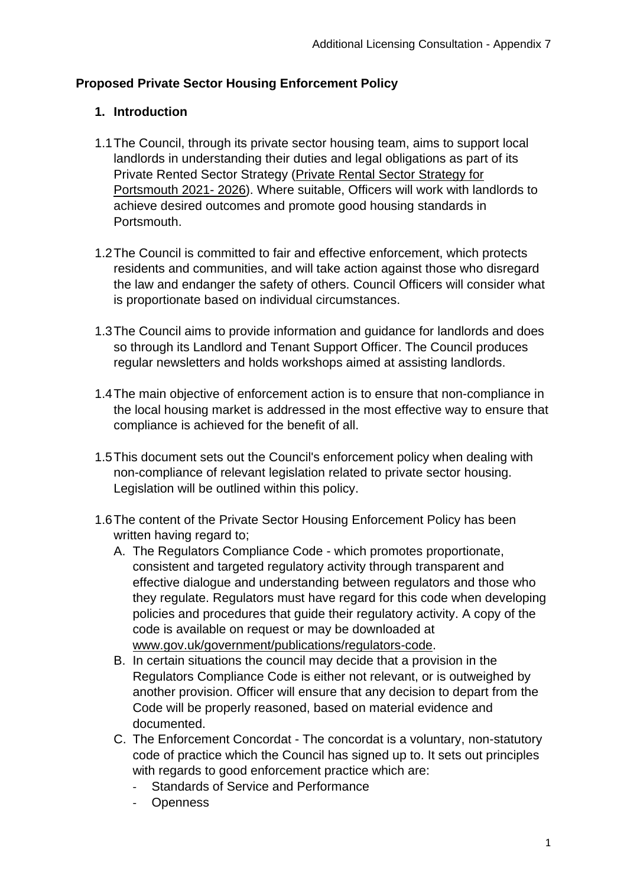**Proposed Private Sector Housing Enforcement Policy**

## 1. Introduction

1.1 The Council, through its private sector housing team, aims to support local landlords in understanding their duties and legal obligations as part of its Private Rented Sector Strategy (Private Rental Sector Strategy for Portsmouth 2021- 2026). Where suitable, Officers will work with landlords to achieve desired outcomes and promote good housing standards in Portsmouth.

1.2 The Council is committed to fair and effective enforcement, which protects residents and communities, and will take action against those who disregard the law and endanger the safety of others. Council Officers will consider what is proportionate based on individual circumstances.

1.3 The Council aims to provide information and guidance for landlords and does so through its Landlord and Tenant Support Officer. The Council produces regular newsletters and holds workshops aimed at assisting landlords.

1.4 The main objective of enforcement action is to ensure that non-compliance in the local housing market is addressed in the most effective way to ensure that compliance is achieved for the benefit of all.

1.5 This document sets out the Council's enforcement policy when dealing with non-compliance of relevant legislation related to private sector housing. Legislation will be outlined within this policy.

1.6 The content of the Private Sector Housing Enforcement Policy has been written having regard to;

A. The Regulators Compliance Code - which promotes proportionate, consistent and targeted regulatory activity through transparent and effective dialogue and understanding between regulators and those who they regulate. Regulators must have regard for this code when developing policies and procedures that guide their regulatory activity. A copy of the code is available on request or may be downloaded at www.gov.uk/government/publications/regulators-code.

B. In certain situations the council may decide that a provision in the Regulators Compliance Code is either not relevant, or is outweighed by another provision. Officer will ensure that any decision to depart from the Code will be properly reasoned, based on material evidence and documented.

C. The Enforcement Concordat - The concordat is a voluntary, non-statutory code of practice which the Council has signed up to. It sets out principles with regards to good enforcement practice which are:

- Standards of Service and Performance
- Openness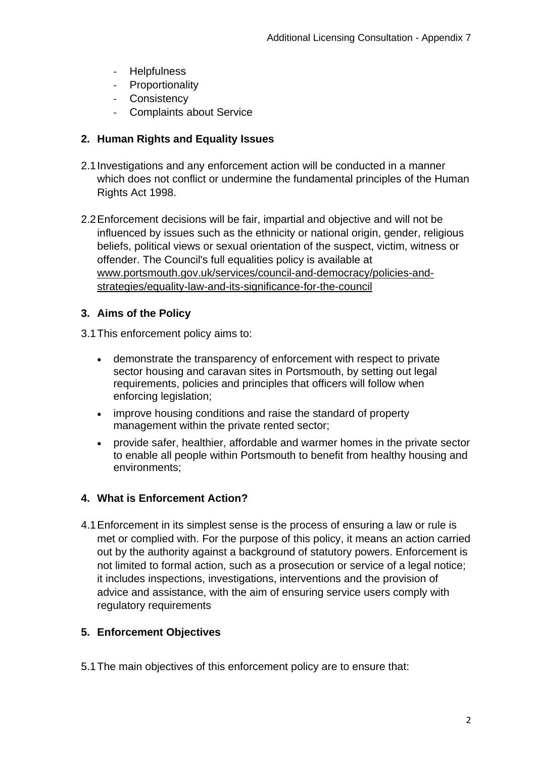- Helpfulness
- Proportionality
- Consistency
- Complaints about Service

## 2. Human Rights and Equality Issues

2.1 Investigations and any enforcement action will be conducted in a manner which does not conflict or undermine the fundamental principles of the Human Rights Act 1998.

2.2 Enforcement decisions will be fair, impartial and objective and will not be influenced by issues such as the ethnicity or national origin, gender, religious beliefs, political views or sexual orientation of the suspect, victim, witness or offender. The Council's full equalities policy is available at www.portsmouth.gov.uk/services/council-and-democracy/policies-and-strategies/equality-law-and-its-significance-for-the-council

## 3. Aims of the Policy

3.1 This enforcement policy aims to:

- demonstrate the transparency of enforcement with respect to private sector housing and caravan sites in Portsmouth, by setting out legal requirements, policies and principles that officers will follow when enforcing legislation;
- improve housing conditions and raise the standard of property management within the private rented sector;
- provide safer, healthier, affordable and warmer homes in the private sector to enable all people within Portsmouth to benefit from healthy housing and environments;

## 4. What is Enforcement Action?

4.1 Enforcement in its simplest sense is the process of ensuring a law or rule is met or complied with. For the purpose of this policy, it means an action carried out by the authority against a background of statutory powers. Enforcement is not limited to formal action, such as a prosecution or service of a legal notice; it includes inspections, investigations, interventions and the provision of advice and assistance, with the aim of ensuring service users comply with regulatory requirements

## 5. Enforcement Objectives

5.1 The main objectives of this enforcement policy are to ensure that: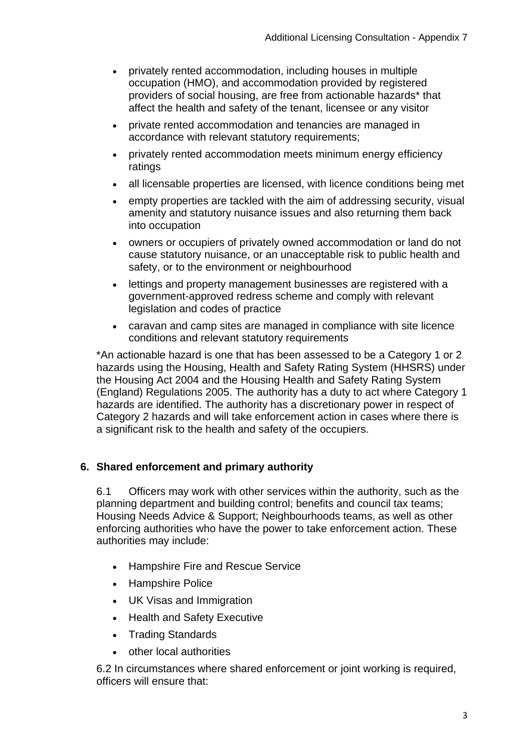- privately rented accommodation, including houses in multiple occupation (HMO), and accommodation provided by registered providers of social housing, are free from actionable hazards* that affect the health and safety of the tenant, licensee or any visitor
- private rented accommodation and tenancies are managed in accordance with relevant statutory requirements;
- privately rented accommodation meets minimum energy efficiency ratings
- all licensable properties are licensed, with licence conditions being met
- empty properties are tackled with the aim of addressing security, visual amenity and statutory nuisance issues and also returning them back into occupation
- owners or occupiers of privately owned accommodation or land do not cause statutory nuisance, or an unacceptable risk to public health and safety, or to the environment or neighbourhood
- lettings and property management businesses are registered with a government-approved redress scheme and comply with relevant legislation and codes of practice
- caravan and camp sites are managed in compliance with site licence conditions and relevant statutory requirements

*An actionable hazard is one that has been assessed to be a Category 1 or 2 hazards using the Housing, Health and Safety Rating System (HHSRS) under the Housing Act 2004 and the Housing Health and Safety Rating System (England) Regulations 2005. The authority has a duty to act where Category 1 hazards are identified. The authority has a discretionary power in respect of Category 2 hazards and will take enforcement action in cases where there is a significant risk to the health and safety of the occupiers.

## 6. Shared enforcement and primary authority

6.1 Officers may work with other services within the authority, such as the planning department and building control; benefits and council tax teams; Housing Needs Advice & Support; Neighbourhoods teams, as well as other enforcing authorities who have the power to take enforcement action. These authorities may include:

- Hampshire Fire and Rescue Service
- Hampshire Police
- UK Visas and Immigration
- Health and Safety Executive
- Trading Standards
- other local authorities

6.2 In circumstances where shared enforcement or joint working is required, officers will ensure that: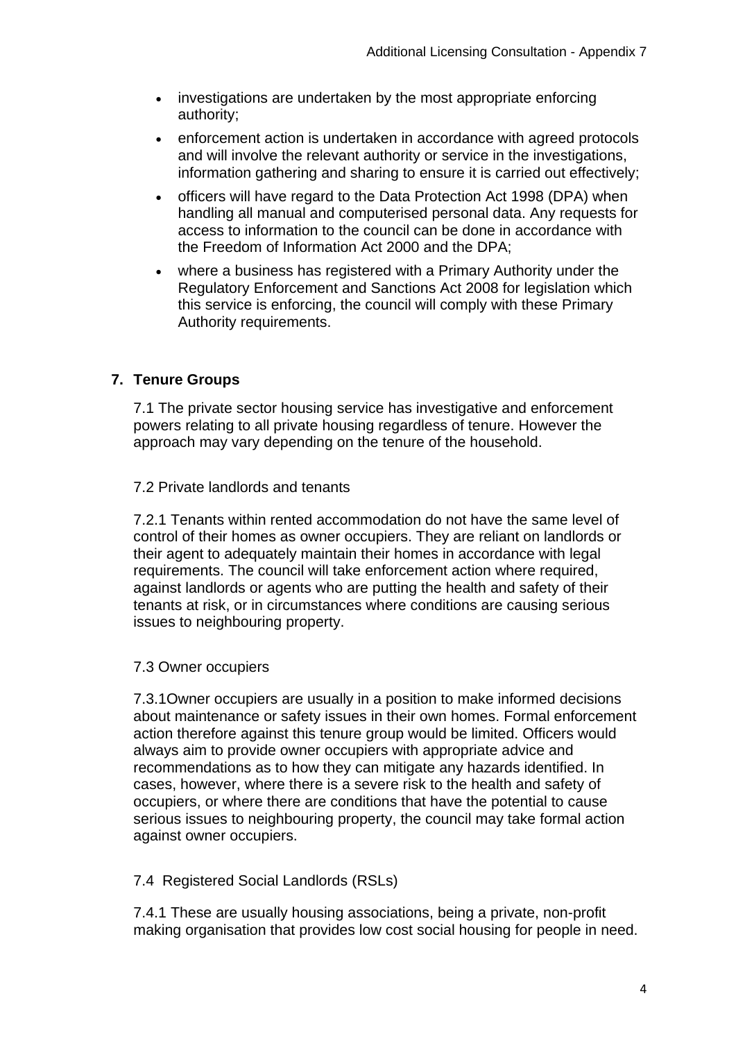- investigations are undertaken by the most appropriate enforcing authority;
- enforcement action is undertaken in accordance with agreed protocols and will involve the relevant authority or service in the investigations, information gathering and sharing to ensure it is carried out effectively;
- officers will have regard to the Data Protection Act 1998 (DPA) when handling all manual and computerised personal data. Any requests for access to information to the council can be done in accordance with the Freedom of Information Act 2000 and the DPA;
- where a business has registered with a Primary Authority under the Regulatory Enforcement and Sanctions Act 2008 for legislation which this service is enforcing, the council will comply with these Primary Authority requirements.

## 7. Tenure Groups

7.1 The private sector housing service has investigative and enforcement powers relating to all private housing regardless of tenure. However the approach may vary depending on the tenure of the household.

7.2 Private landlords and tenants

7.2.1 Tenants within rented accommodation do not have the same level of control of their homes as owner occupiers. They are reliant on landlords or their agent to adequately maintain their homes in accordance with legal requirements. The council will take enforcement action where required, against landlords or agents who are putting the health and safety of their tenants at risk, or in circumstances where conditions are causing serious issues to neighbouring property.

7.3 Owner occupiers

7.3.1Owner occupiers are usually in a position to make informed decisions about maintenance or safety issues in their own homes. Formal enforcement action therefore against this tenure group would be limited. Officers would always aim to provide owner occupiers with appropriate advice and recommendations as to how they can mitigate any hazards identified. In cases, however, where there is a severe risk to the health and safety of occupiers, or where there are conditions that have the potential to cause serious issues to neighbouring property, the council may take formal action against owner occupiers.

7.4 Registered Social Landlords (RSLs)

7.4.1 These are usually housing associations, being a private, non-profit making organisation that provides low cost social housing for people in need.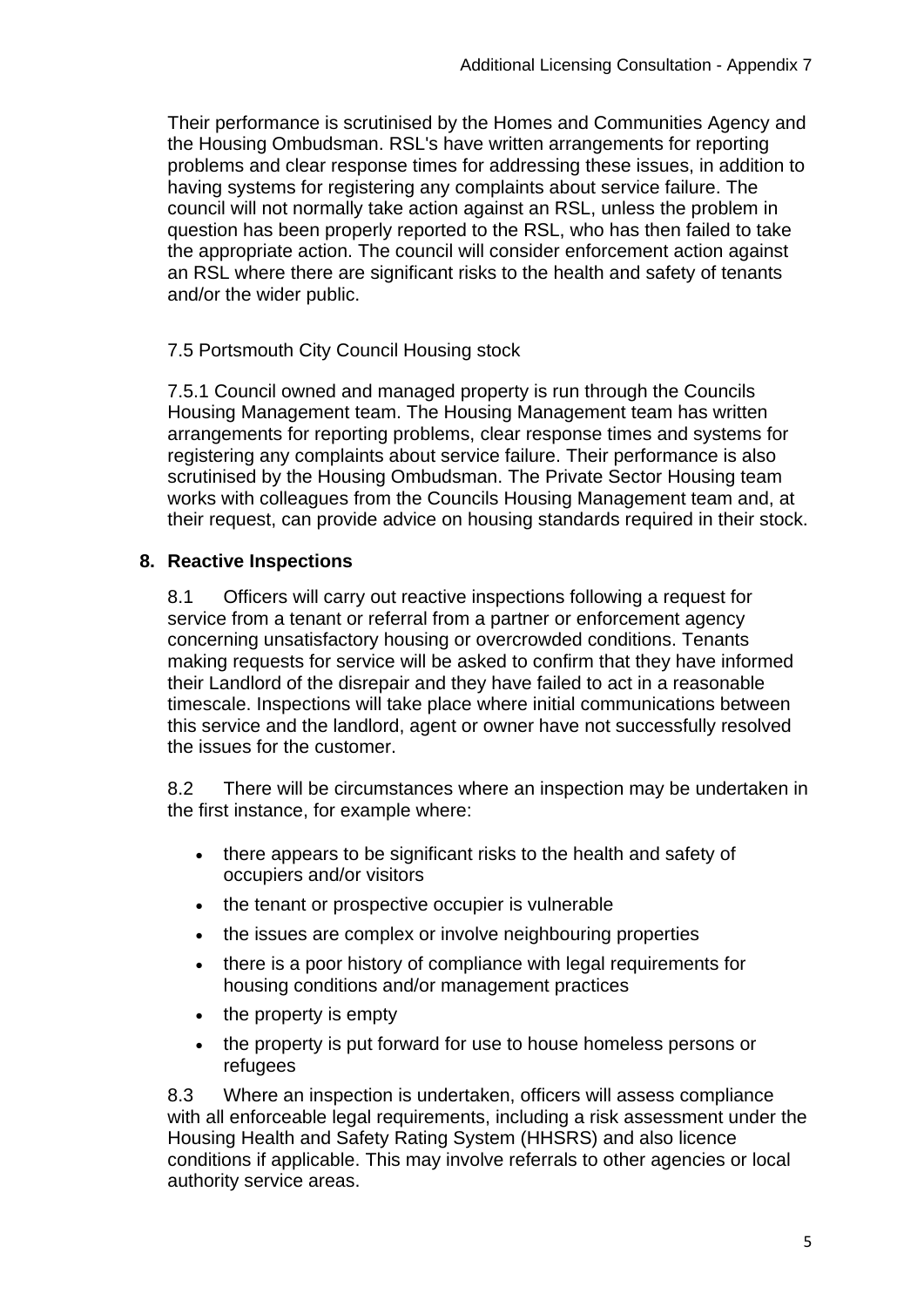Their performance is scrutinised by the Homes and Communities Agency and the Housing Ombudsman. RSL's have written arrangements for reporting problems and clear response times for addressing these issues, in addition to having systems for registering any complaints about service failure. The council will not normally take action against an RSL, unless the problem in question has been properly reported to the RSL, who has then failed to take the appropriate action. The council will consider enforcement action against an RSL where there are significant risks to the health and safety of tenants and/or the wider public.

7.5 Portsmouth City Council Housing stock

7.5.1 Council owned and managed property is run through the Councils Housing Management team. The Housing Management team has written arrangements for reporting problems, clear response times and systems for registering any complaints about service failure. Their performance is also scrutinised by the Housing Ombudsman. The Private Sector Housing team works with colleagues from the Councils Housing Management team and, at their request, can provide advice on housing standards required in their stock.

## 8. Reactive Inspections

8.1 Officers will carry out reactive inspections following a request for service from a tenant or referral from a partner or enforcement agency concerning unsatisfactory housing or overcrowded conditions. Tenants making requests for service will be asked to confirm that they have informed their Landlord of the disrepair and they have failed to act in a reasonable timescale. Inspections will take place where initial communications between this service and the landlord, agent or owner have not successfully resolved the issues for the customer.

8.2 There will be circumstances where an inspection may be undertaken in the first instance, for example where:

- there appears to be significant risks to the health and safety of occupiers and/or visitors
- the tenant or prospective occupier is vulnerable
- the issues are complex or involve neighbouring properties
- there is a poor history of compliance with legal requirements for housing conditions and/or management practices
- the property is empty
- the property is put forward for use to house homeless persons or refugees

8.3 Where an inspection is undertaken, officers will assess compliance with all enforceable legal requirements, including a risk assessment under the Housing Health and Safety Rating System (HHSRS) and also licence conditions if applicable. This may involve referrals to other agencies or local authority service areas.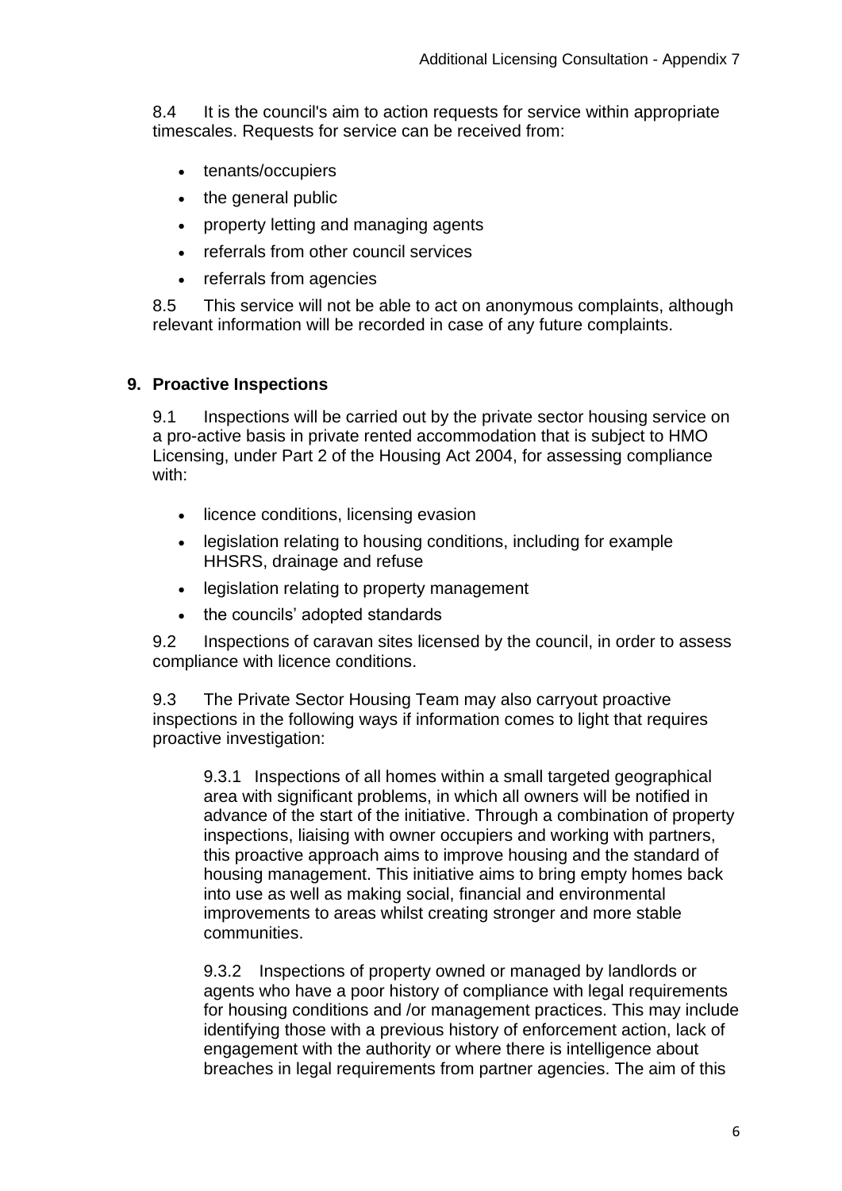8.4 It is the council's aim to action requests for service within appropriate timescales. Requests for service can be received from:

- tenants/occupiers
- the general public
- property letting and managing agents
- referrals from other council services
- referrals from agencies

8.5 This service will not be able to act on anonymous complaints, although relevant information will be recorded in case of any future complaints.

## 9. Proactive Inspections

9.1 Inspections will be carried out by the private sector housing service on a pro-active basis in private rented accommodation that is subject to HMO Licensing, under Part 2 of the Housing Act 2004, for assessing compliance with:

- licence conditions, licensing evasion
- legislation relating to housing conditions, including for example HHSRS, drainage and refuse
- legislation relating to property management
- the councils' adopted standards

9.2 Inspections of caravan sites licensed by the council, in order to assess compliance with licence conditions.

9.3 The Private Sector Housing Team may also carryout proactive inspections in the following ways if information comes to light that requires proactive investigation:

9.3.1 Inspections of all homes within a small targeted geographical area with significant problems, in which all owners will be notified in advance of the start of the initiative. Through a combination of property inspections, liaising with owner occupiers and working with partners, this proactive approach aims to improve housing and the standard of housing management. This initiative aims to bring empty homes back into use as well as making social, financial and environmental improvements to areas whilst creating stronger and more stable communities.

9.3.2 Inspections of property owned or managed by landlords or agents who have a poor history of compliance with legal requirements for housing conditions and /or management practices. This may include identifying those with a previous history of enforcement action, lack of engagement with the authority or where there is intelligence about breaches in legal requirements from partner agencies. The aim of this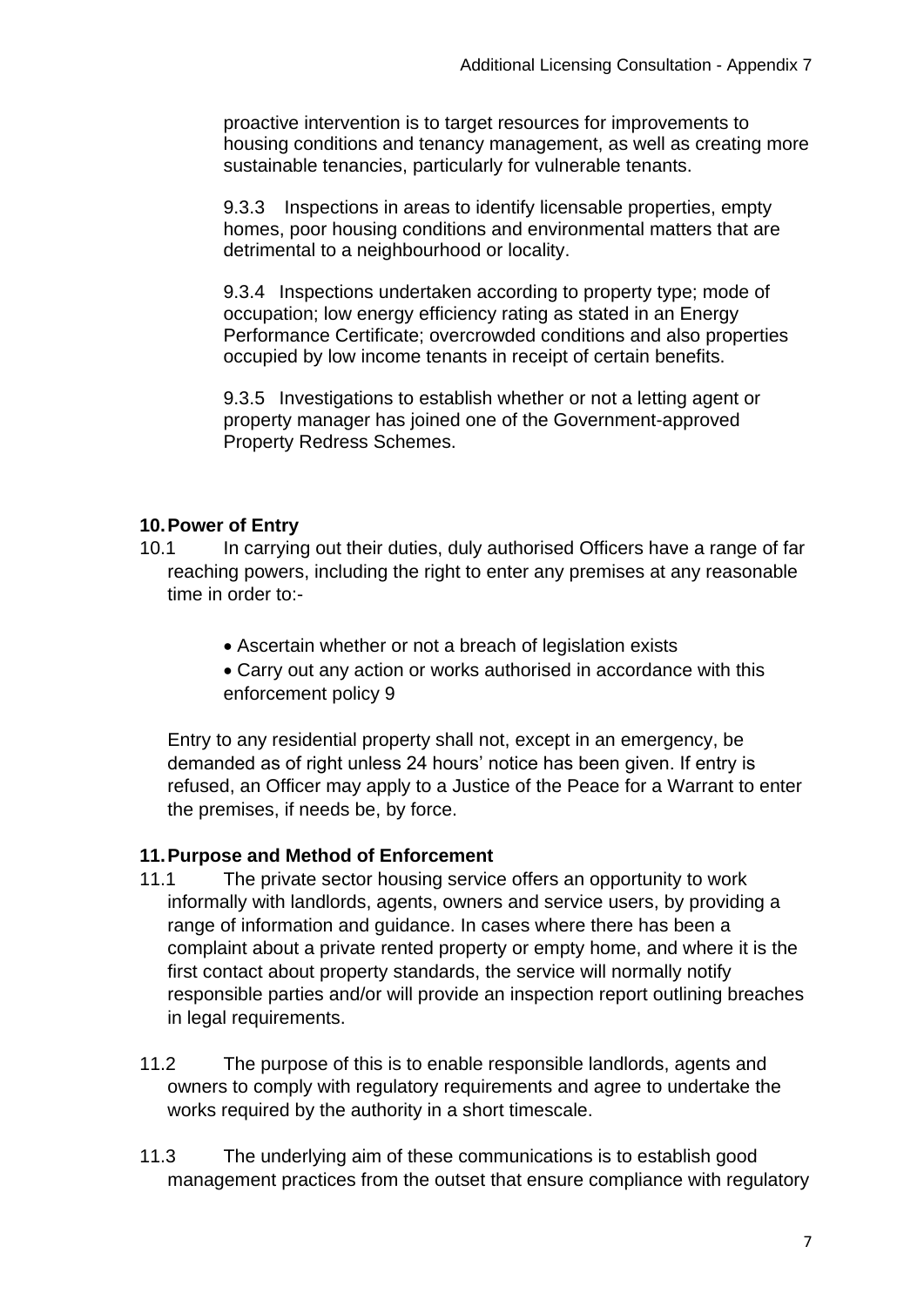proactive intervention is to target resources for improvements to housing conditions and tenancy management, as well as creating more sustainable tenancies, particularly for vulnerable tenants.

9.3.3 Inspections in areas to identify licensable properties, empty homes, poor housing conditions and environmental matters that are detrimental to a neighbourhood or locality.

9.3.4 Inspections undertaken according to property type; mode of occupation; low energy efficiency rating as stated in an Energy Performance Certificate; overcrowded conditions and also properties occupied by low income tenants in receipt of certain benefits.

9.3.5 Investigations to establish whether or not a letting agent or property manager has joined one of the Government-approved Property Redress Schemes.

## 10. Power of Entry

10.1 In carrying out their duties, duly authorised Officers have a range of far reaching powers, including the right to enter any premises at any reasonable time in order to:-

- Ascertain whether or not a breach of legislation exists
- Carry out any action or works authorised in accordance with this enforcement policy 9

Entry to any residential property shall not, except in an emergency, be demanded as of right unless 24 hours' notice has been given. If entry is refused, an Officer may apply to a Justice of the Peace for a Warrant to enter the premises, if needs be, by force.

## 11. Purpose and Method of Enforcement

11.1 The private sector housing service offers an opportunity to work informally with landlords, agents, owners and service users, by providing a range of information and guidance. In cases where there has been a complaint about a private rented property or empty home, and where it is the first contact about property standards, the service will normally notify responsible parties and/or will provide an inspection report outlining breaches in legal requirements.

11.2 The purpose of this is to enable responsible landlords, agents and owners to comply with regulatory requirements and agree to undertake the works required by the authority in a short timescale.

11.3 The underlying aim of these communications is to establish good management practices from the outset that ensure compliance with regulatory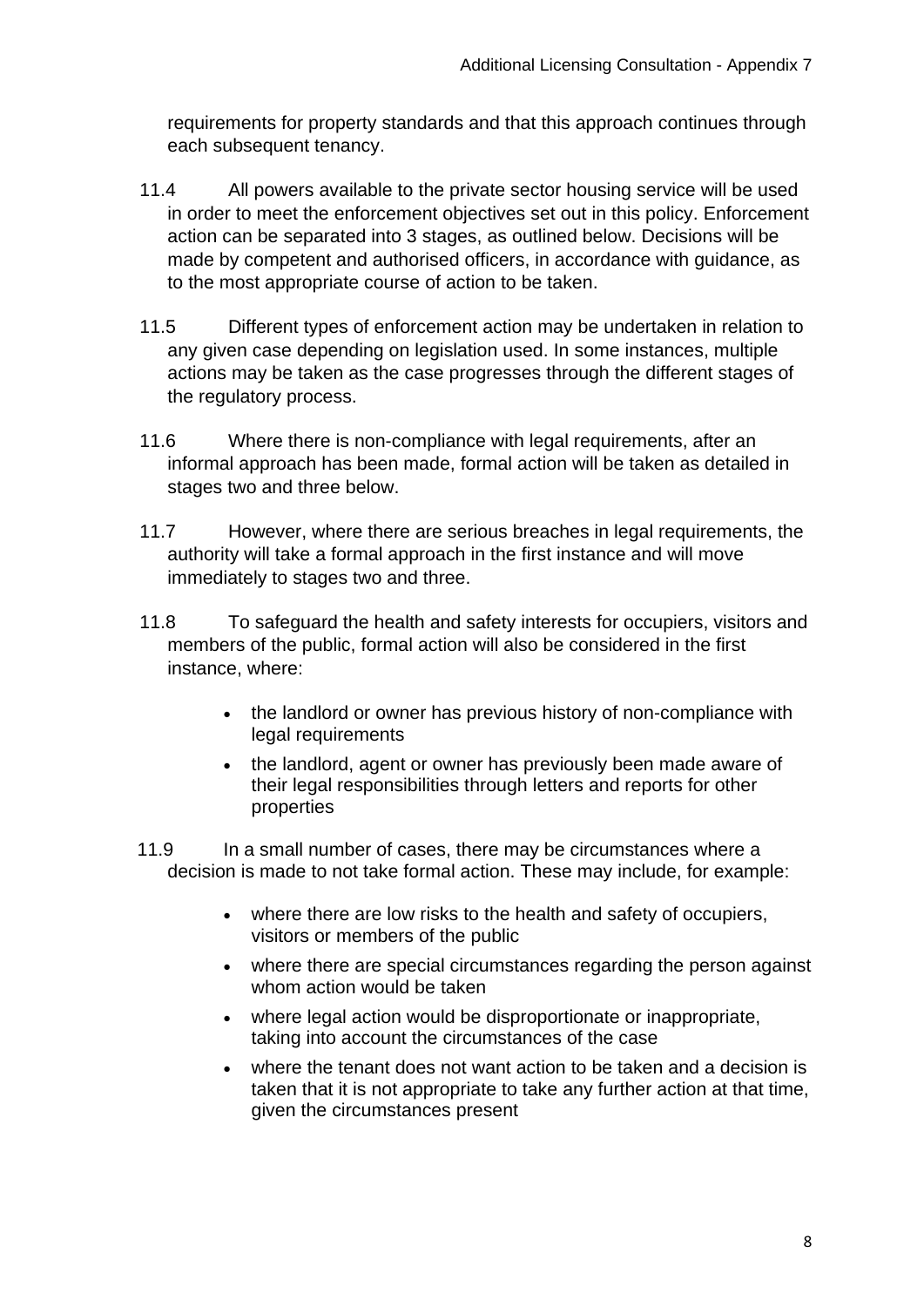requirements for property standards and that this approach continues through each subsequent tenancy.

11.4 All powers available to the private sector housing service will be used in order to meet the enforcement objectives set out in this policy. Enforcement action can be separated into 3 stages, as outlined below. Decisions will be made by competent and authorised officers, in accordance with guidance, as to the most appropriate course of action to be taken.

11.5 Different types of enforcement action may be undertaken in relation to any given case depending on legislation used. In some instances, multiple actions may be taken as the case progresses through the different stages of the regulatory process.

11.6 Where there is non-compliance with legal requirements, after an informal approach has been made, formal action will be taken as detailed in stages two and three below.

11.7 However, where there are serious breaches in legal requirements, the authority will take a formal approach in the first instance and will move immediately to stages two and three.

11.8 To safeguard the health and safety interests for occupiers, visitors and members of the public, formal action will also be considered in the first instance, where:

- the landlord or owner has previous history of non-compliance with legal requirements
- the landlord, agent or owner has previously been made aware of their legal responsibilities through letters and reports for other properties

11.9 In a small number of cases, there may be circumstances where a decision is made to not take formal action. These may include, for example:

- where there are low risks to the health and safety of occupiers, visitors or members of the public
- where there are special circumstances regarding the person against whom action would be taken
- where legal action would be disproportionate or inappropriate, taking into account the circumstances of the case
- where the tenant does not want action to be taken and a decision is taken that it is not appropriate to take any further action at that time, given the circumstances present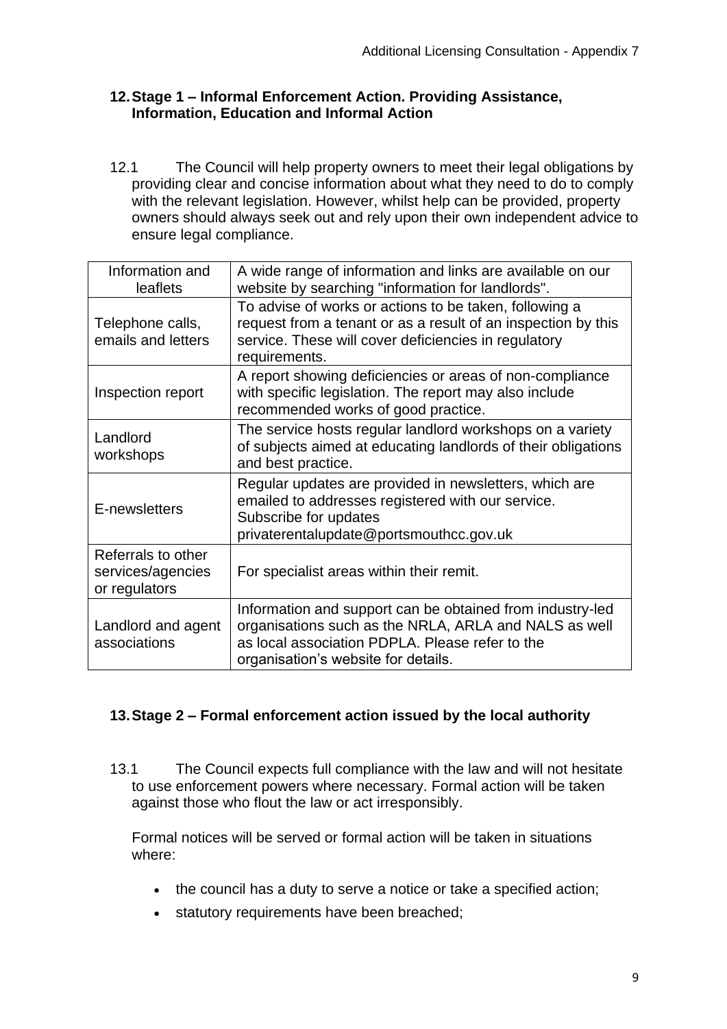## 12. Stage 1 – Informal Enforcement Action. Providing Assistance, Information, Education and Informal Action

12.1 The Council will help property owners to meet their legal obligations by providing clear and concise information about what they need to do to comply with the relevant legislation. However, whilst help can be provided, property owners should always seek out and rely upon their own independent advice to ensure legal compliance.

| Information and leaflets | A wide range of information and links are available on our website by searching "information for landlords". |
|---|---|
| Telephone calls, emails and letters | To advise of works or actions to be taken, following a request from a tenant or as a result of an inspection by this service. These will cover deficiencies in regulatory requirements. |
| Inspection report | A report showing deficiencies or areas of non-compliance with specific legislation. The report may also include recommended works of good practice. |
| Landlord workshops | The service hosts regular landlord workshops on a variety of subjects aimed at educating landlords of their obligations and best practice. |
| E-newsletters | Regular updates are provided in newsletters, which are emailed to addresses registered with our service. Subscribe for updates privaterentalupdate@portsmouthcc.gov.uk |
| Referrals to other services/agencies or regulators | For specialist areas within their remit. |
| Landlord and agent associations | Information and support can be obtained from industry-led organisations such as the NRLA, ARLA and NALS as well as local association PDPLA. Please refer to the organisation's website for details. |

## 13. Stage 2 – Formal enforcement action issued by the local authority

13.1 The Council expects full compliance with the law and will not hesitate to use enforcement powers where necessary. Formal action will be taken against those who flout the law or act irresponsibly.

Formal notices will be served or formal action will be taken in situations where:

- the council has a duty to serve a notice or take a specified action;
- statutory requirements have been breached;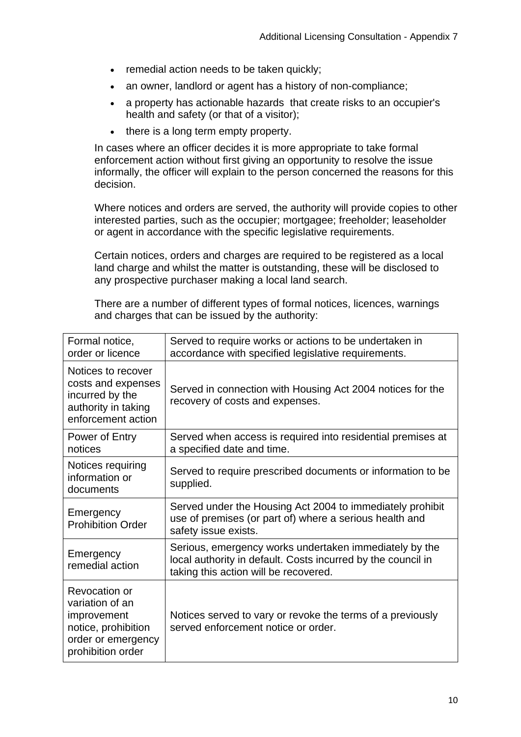- remedial action needs to be taken quickly;
- an owner, landlord or agent has a history of non-compliance;
- a property has actionable hazards that create risks to an occupier's health and safety (or that of a visitor);
- there is a long term empty property.

In cases where an officer decides it is more appropriate to take formal enforcement action without first giving an opportunity to resolve the issue informally, the officer will explain to the person concerned the reasons for this decision.

Where notices and orders are served, the authority will provide copies to other interested parties, such as the occupier; mortgagee; freeholder; leaseholder or agent in accordance with the specific legislative requirements.

Certain notices, orders and charges are required to be registered as a local land charge and whilst the matter is outstanding, these will be disclosed to any prospective purchaser making a local land search.

There are a number of different types of formal notices, licences, warnings and charges that can be issued by the authority:

| | |
|---|---|
| Formal notice, order or licence | Served to require works or actions to be undertaken in accordance with specified legislative requirements. |
| Notices to recover costs and expenses incurred by the authority in taking enforcement action | Served in connection with Housing Act 2004 notices for the recovery of costs and expenses. |
| Power of Entry notices | Served when access is required into residential premises at a specified date and time. |
| Notices requiring information or documents | Served to require prescribed documents or information to be supplied. |
| Emergency Prohibition Order | Served under the Housing Act 2004 to immediately prohibit use of premises (or part of) where a serious health and safety issue exists. |
| Emergency remedial action | Serious, emergency works undertaken immediately by the local authority in default. Costs incurred by the council in taking this action will be recovered. |
| Revocation or variation of an improvement notice, prohibition order or emergency prohibition order | Notices served to vary or revoke the terms of a previously served enforcement notice or order. |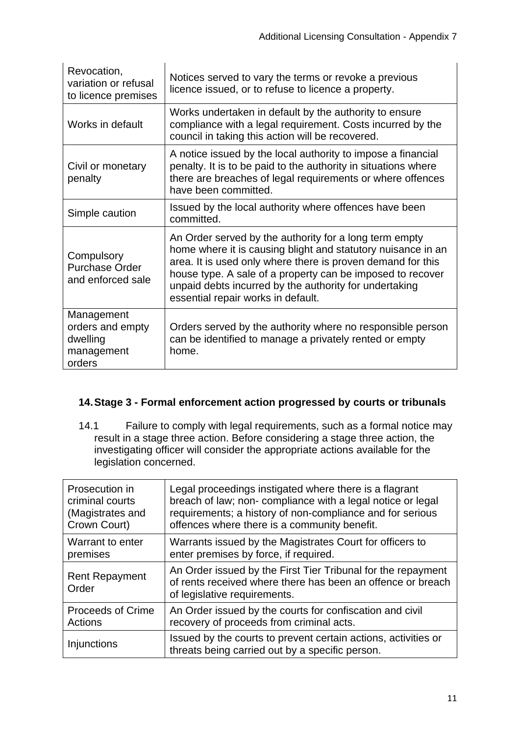| Revocation, variation or refusal to licence premises | Notices served to vary the terms or revoke a previous licence issued, or to refuse to licence a property. |
|---|---|
| Works in default | Works undertaken in default by the authority to ensure compliance with a legal requirement. Costs incurred by the council in taking this action will be recovered. |
| Civil or monetary penalty | A notice issued by the local authority to impose a financial penalty. It is to be paid to the authority in situations where there are breaches of legal requirements or where offences have been committed. |
| Simple caution | Issued by the local authority where offences have been committed. |
| Compulsory Purchase Order and enforced sale | An Order served by the authority for a long term empty home where it is causing blight and statutory nuisance in an area. It is used only where there is proven demand for this house type. A sale of a property can be imposed to recover unpaid debts incurred by the authority for undertaking essential repair works in default. |
| Management orders and empty dwelling management orders | Orders served by the authority where no responsible person can be identified to manage a privately rented or empty home. |

## 14. Stage 3 - Formal enforcement action progressed by courts or tribunals

14.1 Failure to comply with legal requirements, such as a formal notice may result in a stage three action. Before considering a stage three action, the investigating officer will consider the appropriate actions available for the legislation concerned.

| Prosecution in criminal courts (Magistrates and Crown Court) | Legal proceedings instigated where there is a flagrant breach of law; non- compliance with a legal notice or legal requirements; a history of non-compliance and for serious offences where there is a community benefit. |
|---|---|
| Warrant to enter premises | Warrants issued by the Magistrates Court for officers to enter premises by force, if required. |
| Rent Repayment Order | An Order issued by the First Tier Tribunal for the repayment of rents received where there has been an offence or breach of legislative requirements. |
| Proceeds of Crime Actions | An Order issued by the courts for confiscation and civil recovery of proceeds from criminal acts. |
| Injunctions | Issued by the courts to prevent certain actions, activities or threats being carried out by a specific person. |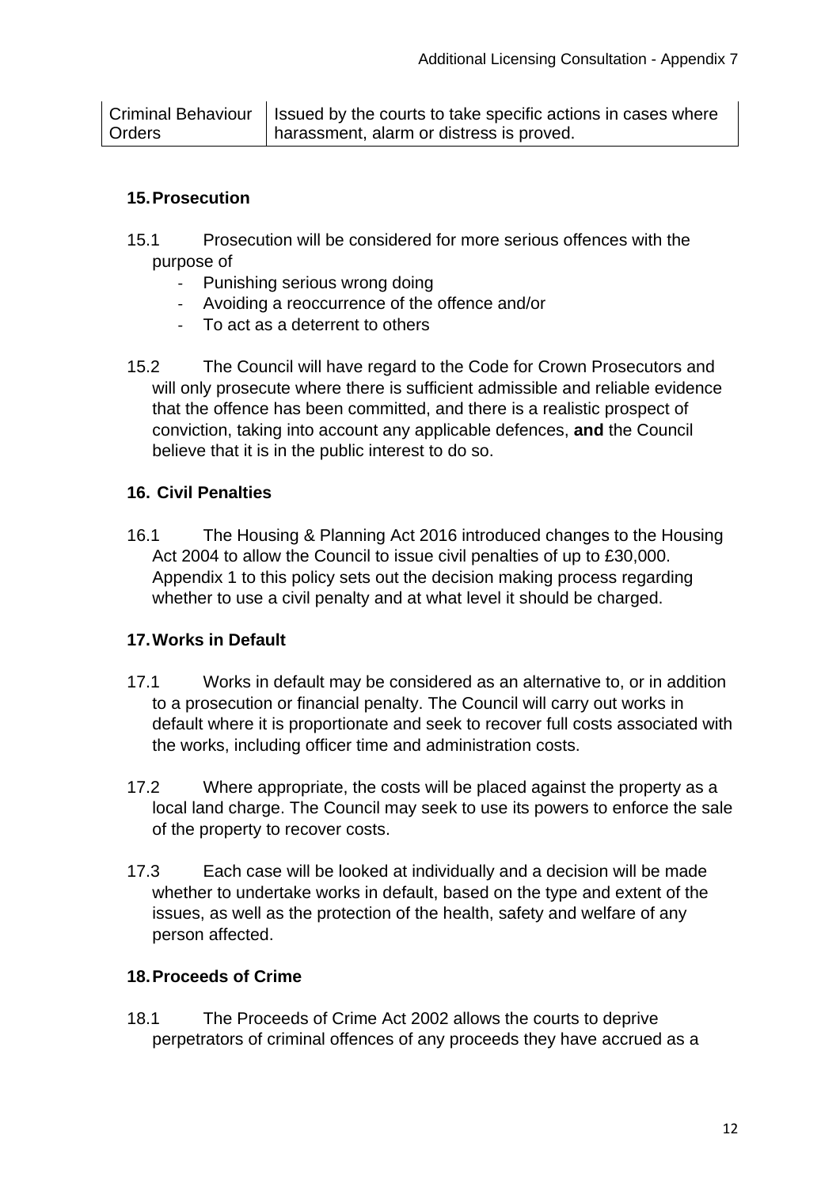| Criminal Behaviour Orders | Issued by the courts to take specific actions in cases where harassment, alarm or distress is proved. |
|---|---|

## 15. Prosecution

15.1 Prosecution will be considered for more serious offences with the purpose of

- Punishing serious wrong doing
- Avoiding a reoccurrence of the offence and/or
- To act as a deterrent to others

15.2 The Council will have regard to the Code for Crown Prosecutors and will only prosecute where there is sufficient admissible and reliable evidence that the offence has been committed, and there is a realistic prospect of conviction, taking into account any applicable defences, **and** the Council believe that it is in the public interest to do so.

## 16. Civil Penalties

16.1 The Housing & Planning Act 2016 introduced changes to the Housing Act 2004 to allow the Council to issue civil penalties of up to £30,000. Appendix 1 to this policy sets out the decision making process regarding whether to use a civil penalty and at what level it should be charged.

## 17. Works in Default

17.1 Works in default may be considered as an alternative to, or in addition to a prosecution or financial penalty. The Council will carry out works in default where it is proportionate and seek to recover full costs associated with the works, including officer time and administration costs.

17.2 Where appropriate, the costs will be placed against the property as a local land charge. The Council may seek to use its powers to enforce the sale of the property to recover costs.

17.3 Each case will be looked at individually and a decision will be made whether to undertake works in default, based on the type and extent of the issues, as well as the protection of the health, safety and welfare of any person affected.

## 18. Proceeds of Crime

18.1 The Proceeds of Crime Act 2002 allows the courts to deprive perpetrators of criminal offences of any proceeds they have accrued as a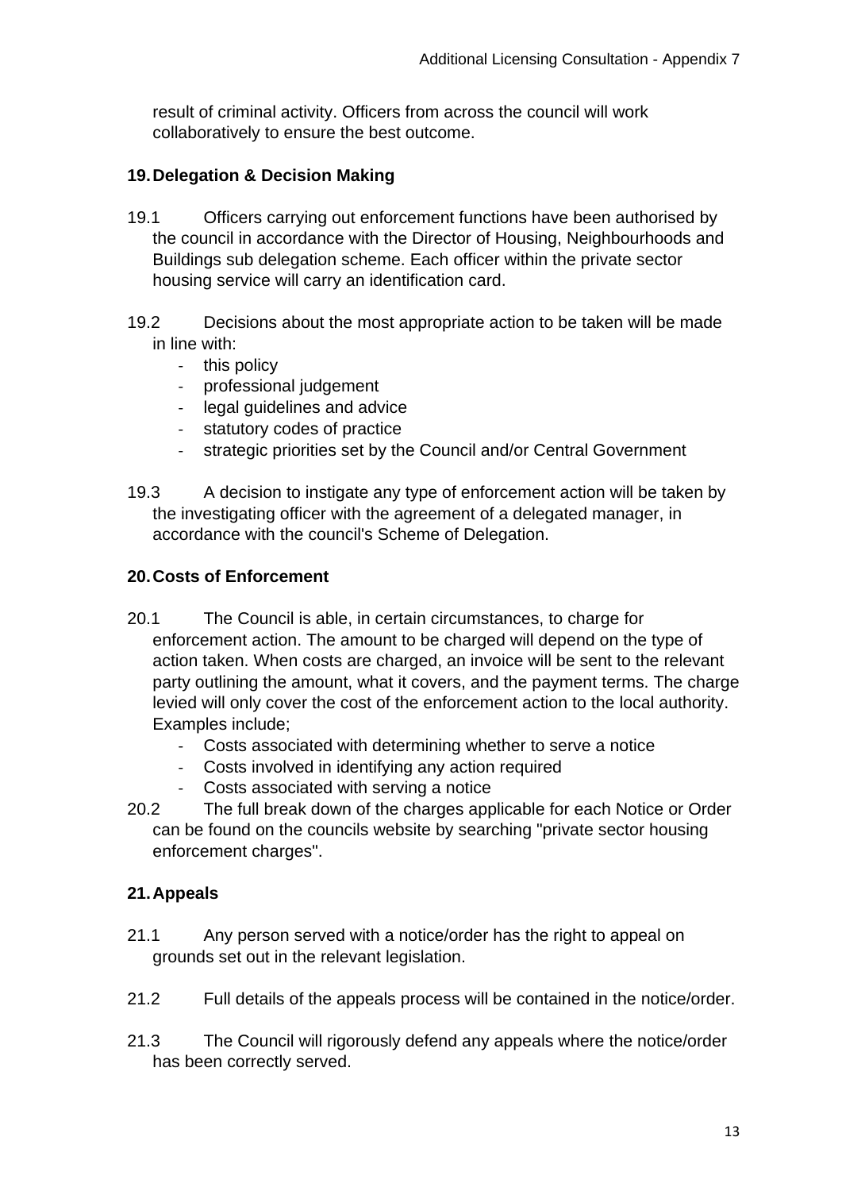result of criminal activity. Officers from across the council will work collaboratively to ensure the best outcome.

## 19. Delegation & Decision Making

19.1 Officers carrying out enforcement functions have been authorised by the council in accordance with the Director of Housing, Neighbourhoods and Buildings sub delegation scheme. Each officer within the private sector housing service will carry an identification card.

19.2 Decisions about the most appropriate action to be taken will be made in line with:

- this policy
- professional judgement
- legal guidelines and advice
- statutory codes of practice
- strategic priorities set by the Council and/or Central Government

19.3 A decision to instigate any type of enforcement action will be taken by the investigating officer with the agreement of a delegated manager, in accordance with the council's Scheme of Delegation.

## 20. Costs of Enforcement

20.1 The Council is able, in certain circumstances, to charge for enforcement action. The amount to be charged will depend on the type of action taken. When costs are charged, an invoice will be sent to the relevant party outlining the amount, what it covers, and the payment terms. The charge levied will only cover the cost of the enforcement action to the local authority. Examples include;

- Costs associated with determining whether to serve a notice
- Costs involved in identifying any action required
- Costs associated with serving a notice

20.2 The full break down of the charges applicable for each Notice or Order can be found on the councils website by searching "private sector housing enforcement charges".

## 21. Appeals

21.1 Any person served with a notice/order has the right to appeal on grounds set out in the relevant legislation.

21.2 Full details of the appeals process will be contained in the notice/order.

21.3 The Council will rigorously defend any appeals where the notice/order has been correctly served.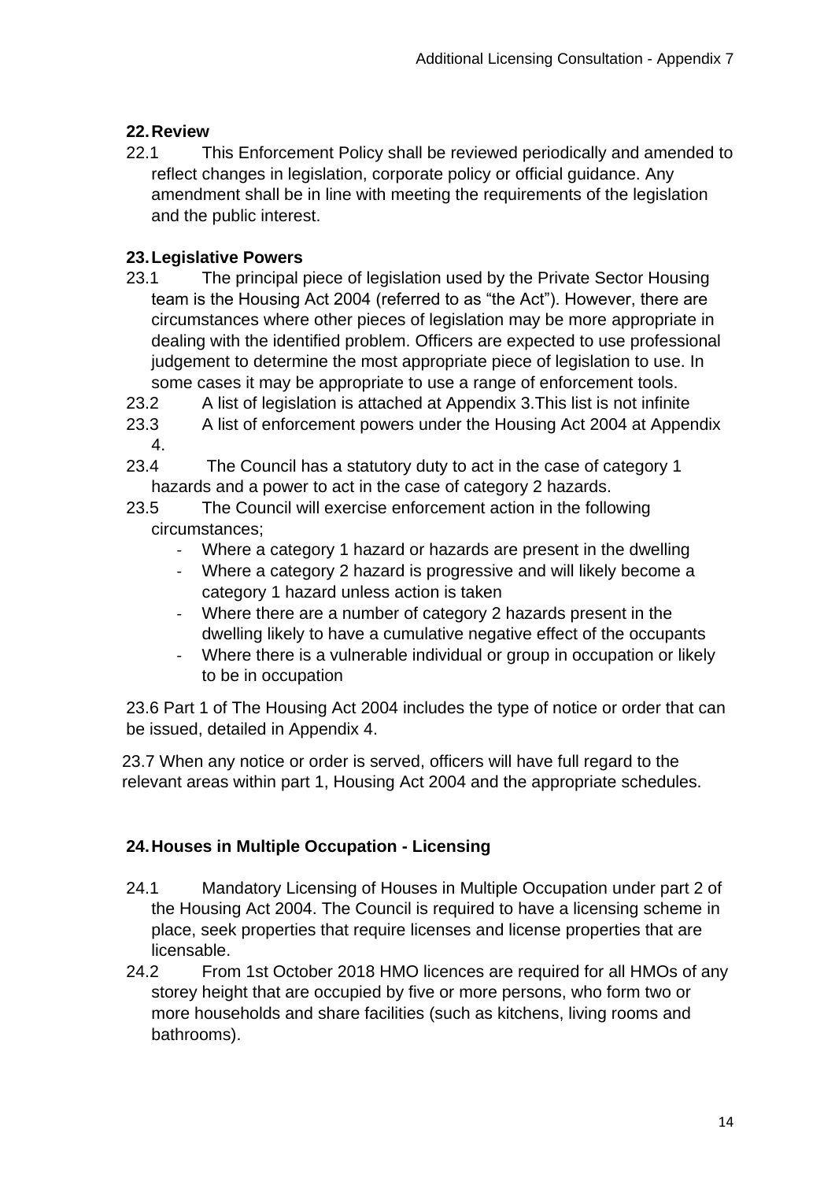## 22. Review

22.1 This Enforcement Policy shall be reviewed periodically and amended to reflect changes in legislation, corporate policy or official guidance. Any amendment shall be in line with meeting the requirements of the legislation and the public interest.

## 23. Legislative Powers

23.1 The principal piece of legislation used by the Private Sector Housing team is the Housing Act 2004 (referred to as "the Act"). However, there are circumstances where other pieces of legislation may be more appropriate in dealing with the identified problem. Officers are expected to use professional judgement to determine the most appropriate piece of legislation to use. In some cases it may be appropriate to use a range of enforcement tools.

23.2 A list of legislation is attached at Appendix 3.This list is not infinite

23.3 A list of enforcement powers under the Housing Act 2004 at Appendix 4.

23.4 The Council has a statutory duty to act in the case of category 1 hazards and a power to act in the case of category 2 hazards.

23.5 The Council will exercise enforcement action in the following circumstances;

- Where a category 1 hazard or hazards are present in the dwelling
- Where a category 2 hazard is progressive and will likely become a category 1 hazard unless action is taken
- Where there are a number of category 2 hazards present in the dwelling likely to have a cumulative negative effect of the occupants
- Where there is a vulnerable individual or group in occupation or likely to be in occupation

23.6 Part 1 of The Housing Act 2004 includes the type of notice or order that can be issued, detailed in Appendix 4.

23.7 When any notice or order is served, officers will have full regard to the relevant areas within part 1, Housing Act 2004 and the appropriate schedules.

## 24. Houses in Multiple Occupation - Licensing

24.1 Mandatory Licensing of Houses in Multiple Occupation under part 2 of the Housing Act 2004. The Council is required to have a licensing scheme in place, seek properties that require licenses and license properties that are licensable.

24.2 From 1st October 2018 HMO licences are required for all HMOs of any storey height that are occupied by five or more persons, who form two or more households and share facilities (such as kitchens, living rooms and bathrooms).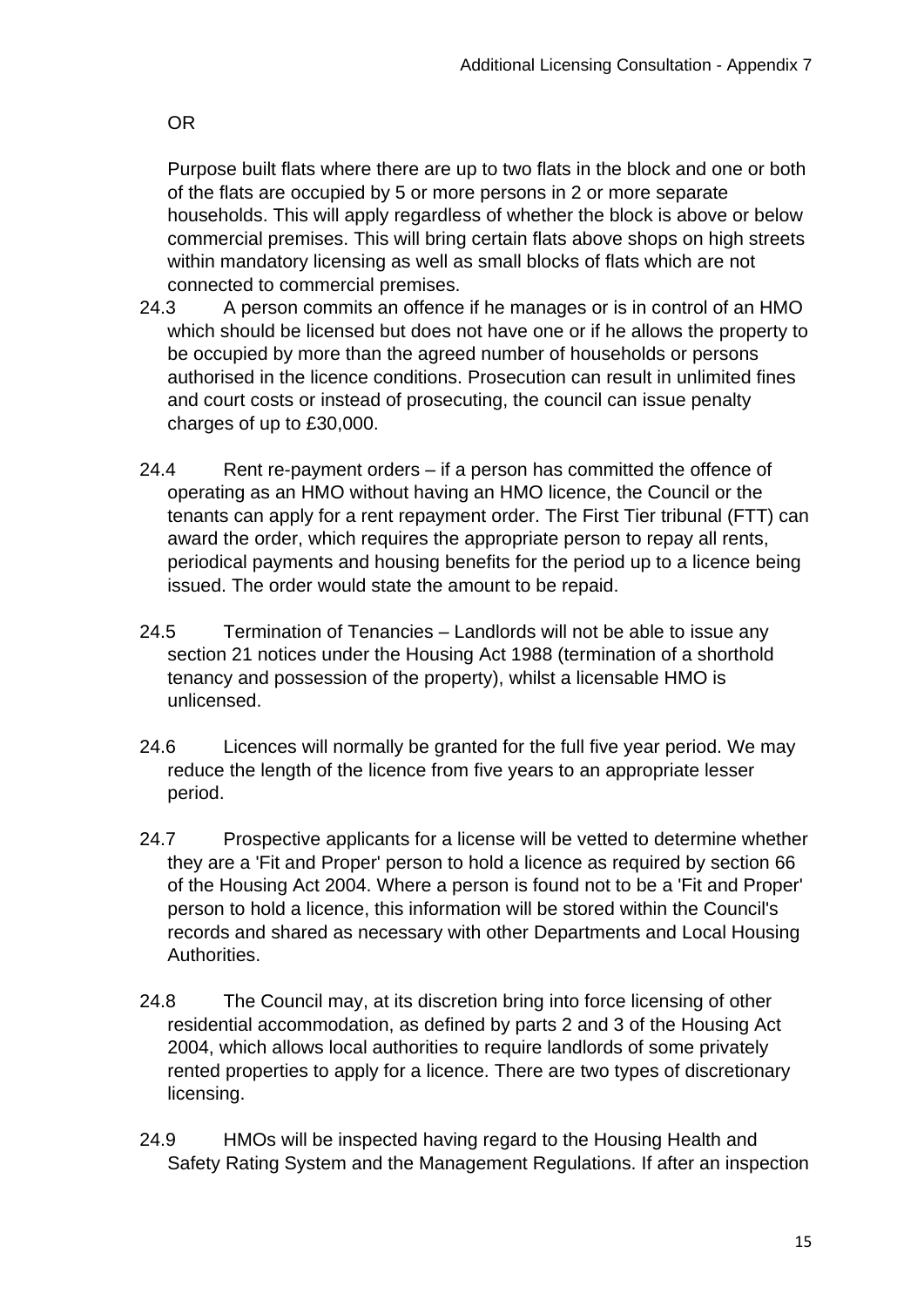OR

Purpose built flats where there are up to two flats in the block and one or both of the flats are occupied by 5 or more persons in 2 or more separate households. This will apply regardless of whether the block is above or below commercial premises. This will bring certain flats above shops on high streets within mandatory licensing as well as small blocks of flats which are not connected to commercial premises.

24.3 A person commits an offence if he manages or is in control of an HMO which should be licensed but does not have one or if he allows the property to be occupied by more than the agreed number of households or persons authorised in the licence conditions. Prosecution can result in unlimited fines and court costs or instead of prosecuting, the council can issue penalty charges of up to £30,000.

24.4 Rent re-payment orders – if a person has committed the offence of operating as an HMO without having an HMO licence, the Council or the tenants can apply for a rent repayment order. The First Tier tribunal (FTT) can award the order, which requires the appropriate person to repay all rents, periodical payments and housing benefits for the period up to a licence being issued. The order would state the amount to be repaid.

24.5 Termination of Tenancies – Landlords will not be able to issue any section 21 notices under the Housing Act 1988 (termination of a shorthold tenancy and possession of the property), whilst a licensable HMO is unlicensed.

24.6 Licences will normally be granted for the full five year period. We may reduce the length of the licence from five years to an appropriate lesser period.

24.7 Prospective applicants for a license will be vetted to determine whether they are a 'Fit and Proper' person to hold a licence as required by section 66 of the Housing Act 2004. Where a person is found not to be a 'Fit and Proper' person to hold a licence, this information will be stored within the Council's records and shared as necessary with other Departments and Local Housing Authorities.

24.8 The Council may, at its discretion bring into force licensing of other residential accommodation, as defined by parts 2 and 3 of the Housing Act 2004, which allows local authorities to require landlords of some privately rented properties to apply for a licence. There are two types of discretionary licensing.

24.9 HMOs will be inspected having regard to the Housing Health and Safety Rating System and the Management Regulations. If after an inspection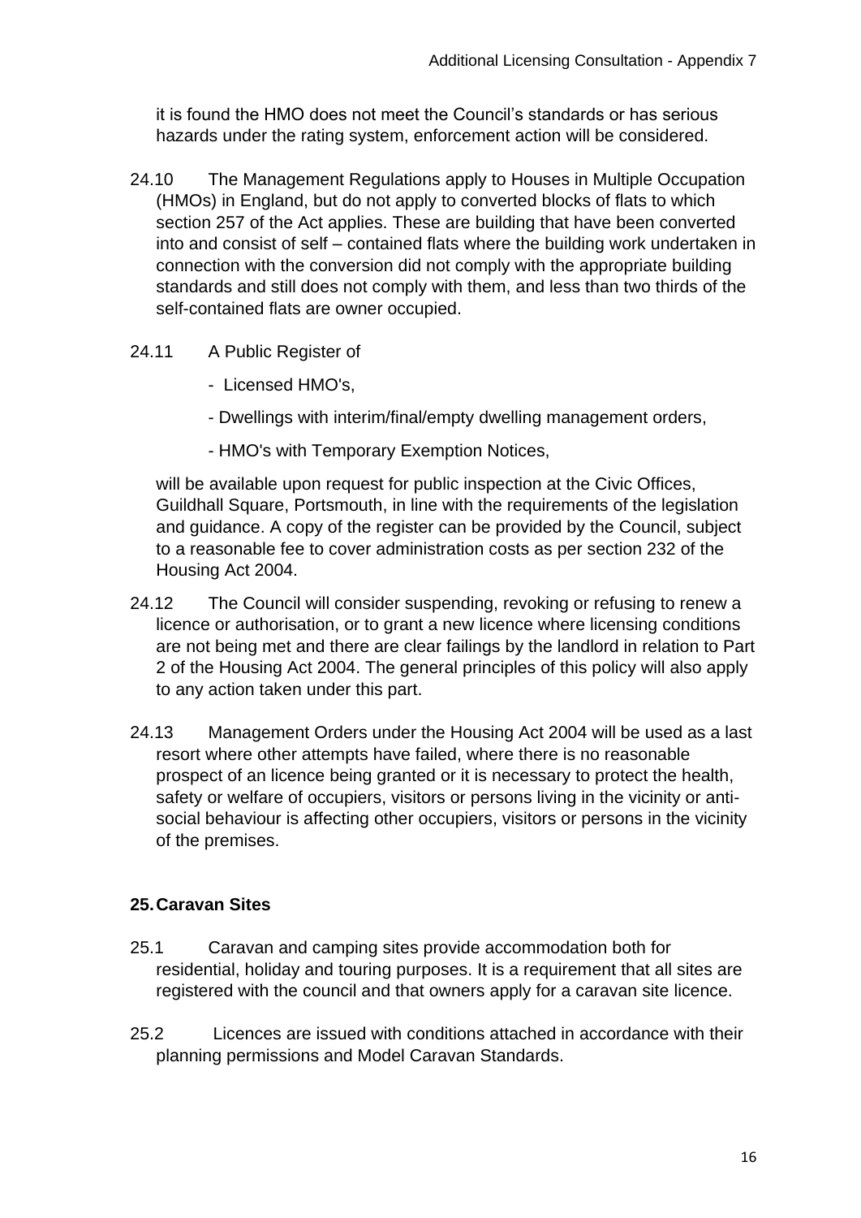it is found the HMO does not meet the Council's standards or has serious hazards under the rating system, enforcement action will be considered.

24.10 The Management Regulations apply to Houses in Multiple Occupation (HMOs) in England, but do not apply to converted blocks of flats to which section 257 of the Act applies. These are building that have been converted into and consist of self – contained flats where the building work undertaken in connection with the conversion did not comply with the appropriate building standards and still does not comply with them, and less than two thirds of the self-contained flats are owner occupied.

24.11 A Public Register of

- Licensed HMO's,
- Dwellings with interim/final/empty dwelling management orders,
- HMO's with Temporary Exemption Notices,

will be available upon request for public inspection at the Civic Offices, Guildhall Square, Portsmouth, in line with the requirements of the legislation and guidance. A copy of the register can be provided by the Council, subject to a reasonable fee to cover administration costs as per section 232 of the Housing Act 2004.

24.12 The Council will consider suspending, revoking or refusing to renew a licence or authorisation, or to grant a new licence where licensing conditions are not being met and there are clear failings by the landlord in relation to Part 2 of the Housing Act 2004. The general principles of this policy will also apply to any action taken under this part.

24.13 Management Orders under the Housing Act 2004 will be used as a last resort where other attempts have failed, where there is no reasonable prospect of an licence being granted or it is necessary to protect the health, safety or welfare of occupiers, visitors or persons living in the vicinity or anti-social behaviour is affecting other occupiers, visitors or persons in the vicinity of the premises.

## 25. Caravan Sites

25.1 Caravan and camping sites provide accommodation both for residential, holiday and touring purposes. It is a requirement that all sites are registered with the council and that owners apply for a caravan site licence.

25.2 Licences are issued with conditions attached in accordance with their planning permissions and Model Caravan Standards.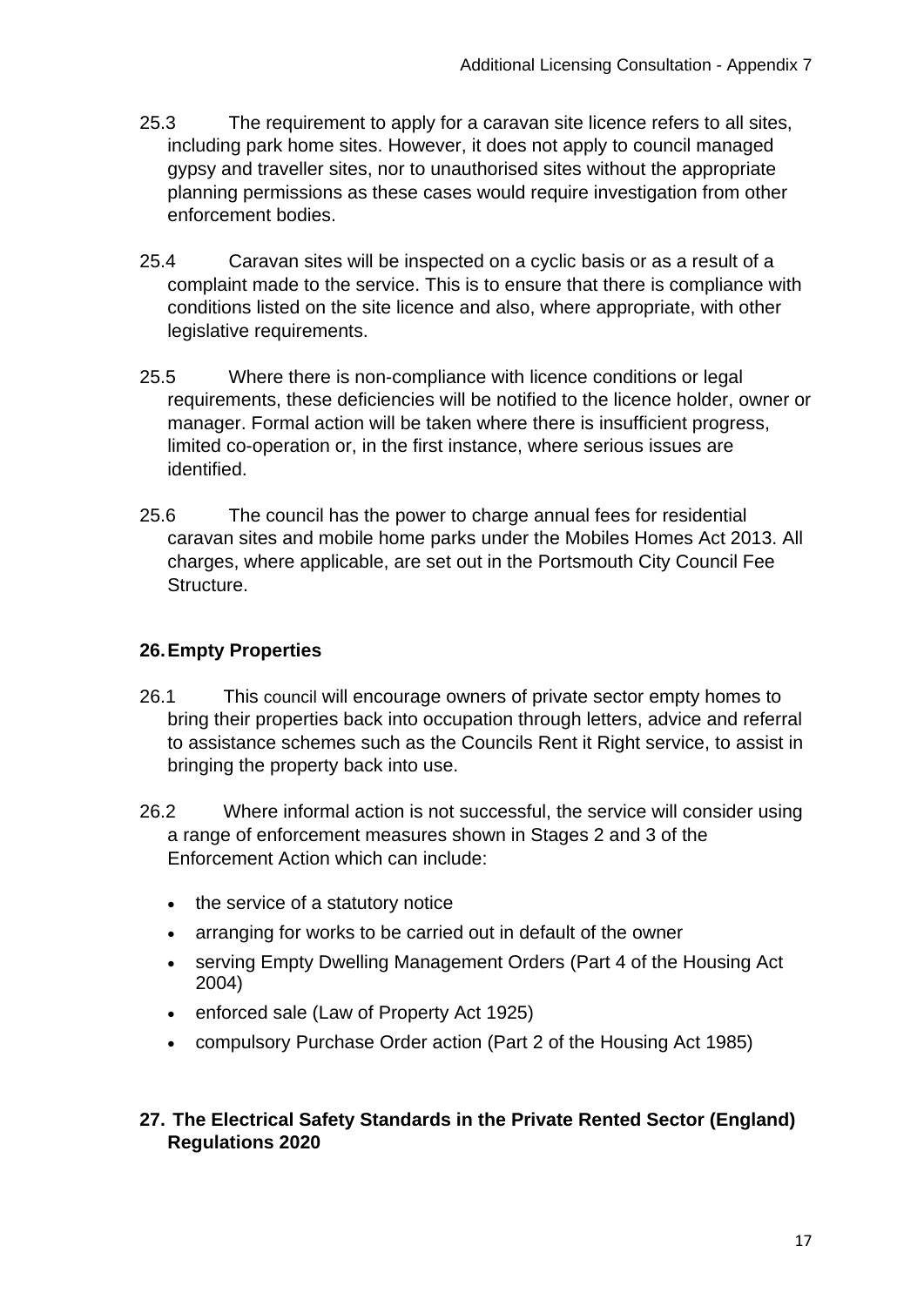25.3 The requirement to apply for a caravan site licence refers to all sites, including park home sites. However, it does not apply to council managed gypsy and traveller sites, nor to unauthorised sites without the appropriate planning permissions as these cases would require investigation from other enforcement bodies.

25.4 Caravan sites will be inspected on a cyclic basis or as a result of a complaint made to the service. This is to ensure that there is compliance with conditions listed on the site licence and also, where appropriate, with other legislative requirements.

25.5 Where there is non-compliance with licence conditions or legal requirements, these deficiencies will be notified to the licence holder, owner or manager. Formal action will be taken where there is insufficient progress, limited co-operation or, in the first instance, where serious issues are identified.

25.6 The council has the power to charge annual fees for residential caravan sites and mobile home parks under the Mobiles Homes Act 2013. All charges, where applicable, are set out in the Portsmouth City Council Fee Structure.

## 26. Empty Properties

26.1 This council will encourage owners of private sector empty homes to bring their properties back into occupation through letters, advice and referral to assistance schemes such as the Councils Rent it Right service, to assist in bringing the property back into use.

26.2 Where informal action is not successful, the service will consider using a range of enforcement measures shown in Stages 2 and 3 of the Enforcement Action which can include:

- the service of a statutory notice
- arranging for works to be carried out in default of the owner
- serving Empty Dwelling Management Orders (Part 4 of the Housing Act 2004)
- enforced sale (Law of Property Act 1925)
- compulsory Purchase Order action (Part 2 of the Housing Act 1985)

## 27. The Electrical Safety Standards in the Private Rented Sector (England) Regulations 2020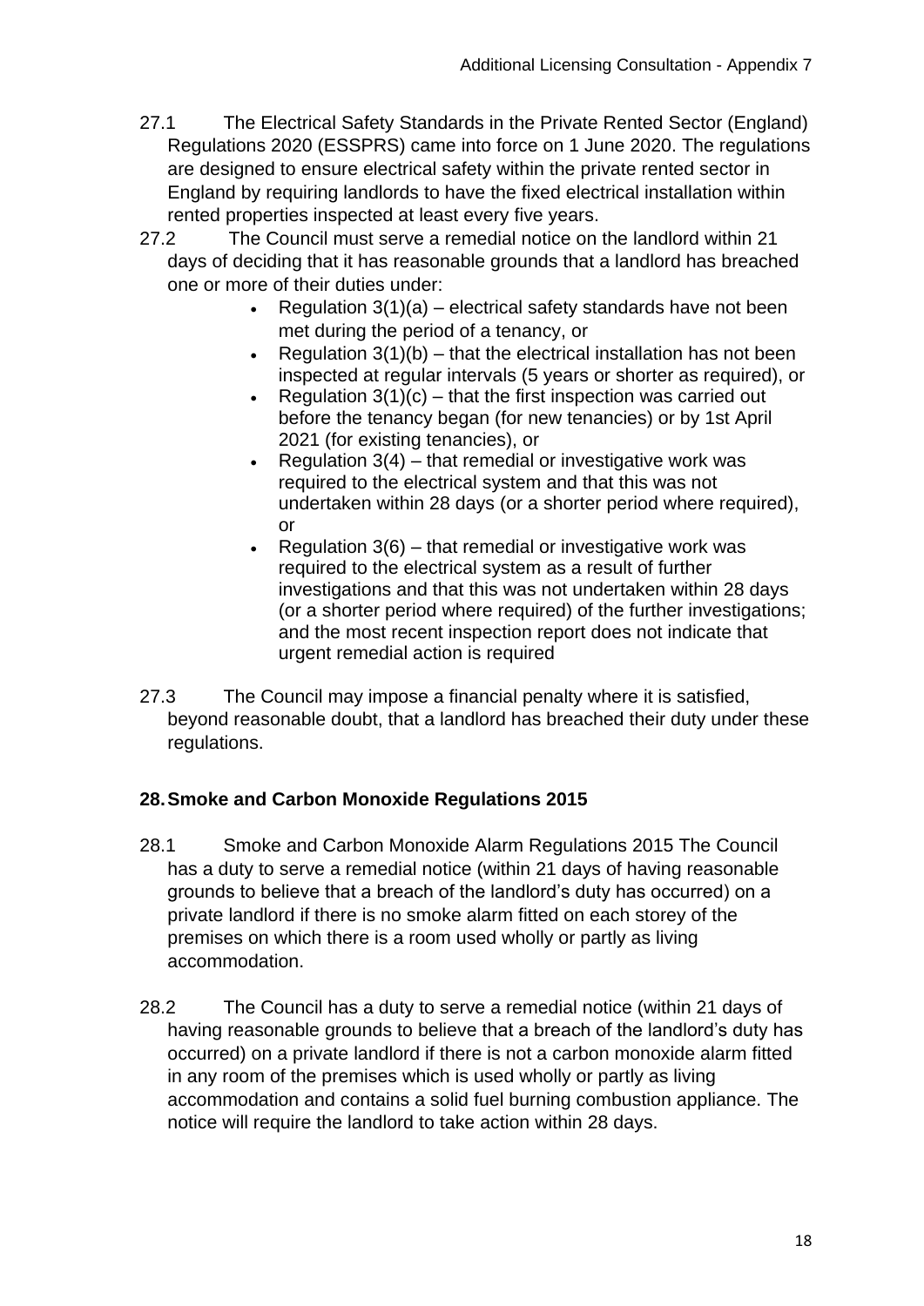27.1 The Electrical Safety Standards in the Private Rented Sector (England) Regulations 2020 (ESSPRS) came into force on 1 June 2020. The regulations are designed to ensure electrical safety within the private rented sector in England by requiring landlords to have the fixed electrical installation within rented properties inspected at least every five years.

27.2 The Council must serve a remedial notice on the landlord within 21 days of deciding that it has reasonable grounds that a landlord has breached one or more of their duties under:

- Regulation 3(1)(a) – electrical safety standards have not been met during the period of a tenancy, or
- Regulation 3(1)(b) – that the electrical installation has not been inspected at regular intervals (5 years or shorter as required), or
- Regulation 3(1)(c) – that the first inspection was carried out before the tenancy began (for new tenancies) or by 1st April 2021 (for existing tenancies), or
- Regulation 3(4) – that remedial or investigative work was required to the electrical system and that this was not undertaken within 28 days (or a shorter period where required), or
- Regulation 3(6) – that remedial or investigative work was required to the electrical system as a result of further investigations and that this was not undertaken within 28 days (or a shorter period where required) of the further investigations; and the most recent inspection report does not indicate that urgent remedial action is required

27.3 The Council may impose a financial penalty where it is satisfied, beyond reasonable doubt, that a landlord has breached their duty under these regulations.

## 28. Smoke and Carbon Monoxide Regulations 2015

28.1 Smoke and Carbon Monoxide Alarm Regulations 2015 The Council has a duty to serve a remedial notice (within 21 days of having reasonable grounds to believe that a breach of the landlord's duty has occurred) on a private landlord if there is no smoke alarm fitted on each storey of the premises on which there is a room used wholly or partly as living accommodation.

28.2 The Council has a duty to serve a remedial notice (within 21 days of having reasonable grounds to believe that a breach of the landlord's duty has occurred) on a private landlord if there is not a carbon monoxide alarm fitted in any room of the premises which is used wholly or partly as living accommodation and contains a solid fuel burning combustion appliance. The notice will require the landlord to take action within 28 days.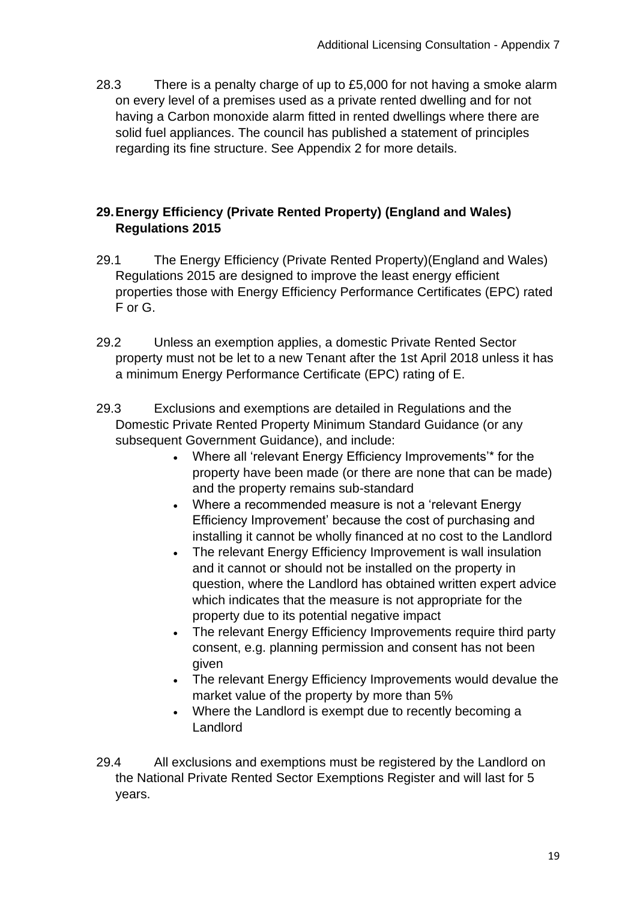28.3 There is a penalty charge of up to £5,000 for not having a smoke alarm on every level of a premises used as a private rented dwelling and for not having a Carbon monoxide alarm fitted in rented dwellings where there are solid fuel appliances. The council has published a statement of principles regarding its fine structure. See Appendix 2 for more details.

## 29. Energy Efficiency (Private Rented Property) (England and Wales) Regulations 2015

29.1 The Energy Efficiency (Private Rented Property)(England and Wales) Regulations 2015 are designed to improve the least energy efficient properties those with Energy Efficiency Performance Certificates (EPC) rated F or G.

29.2 Unless an exemption applies, a domestic Private Rented Sector property must not be let to a new Tenant after the 1st April 2018 unless it has a minimum Energy Performance Certificate (EPC) rating of E.

29.3 Exclusions and exemptions are detailed in Regulations and the Domestic Private Rented Property Minimum Standard Guidance (or any subsequent Government Guidance), and include:

- Where all 'relevant Energy Efficiency Improvements'* for the property have been made (or there are none that can be made) and the property remains sub-standard
- Where a recommended measure is not a 'relevant Energy Efficiency Improvement' because the cost of purchasing and installing it cannot be wholly financed at no cost to the Landlord
- The relevant Energy Efficiency Improvement is wall insulation and it cannot or should not be installed on the property in question, where the Landlord has obtained written expert advice which indicates that the measure is not appropriate for the property due to its potential negative impact
- The relevant Energy Efficiency Improvements require third party consent, e.g. planning permission and consent has not been given
- The relevant Energy Efficiency Improvements would devalue the market value of the property by more than 5%
- Where the Landlord is exempt due to recently becoming a Landlord

29.4 All exclusions and exemptions must be registered by the Landlord on the National Private Rented Sector Exemptions Register and will last for 5 years.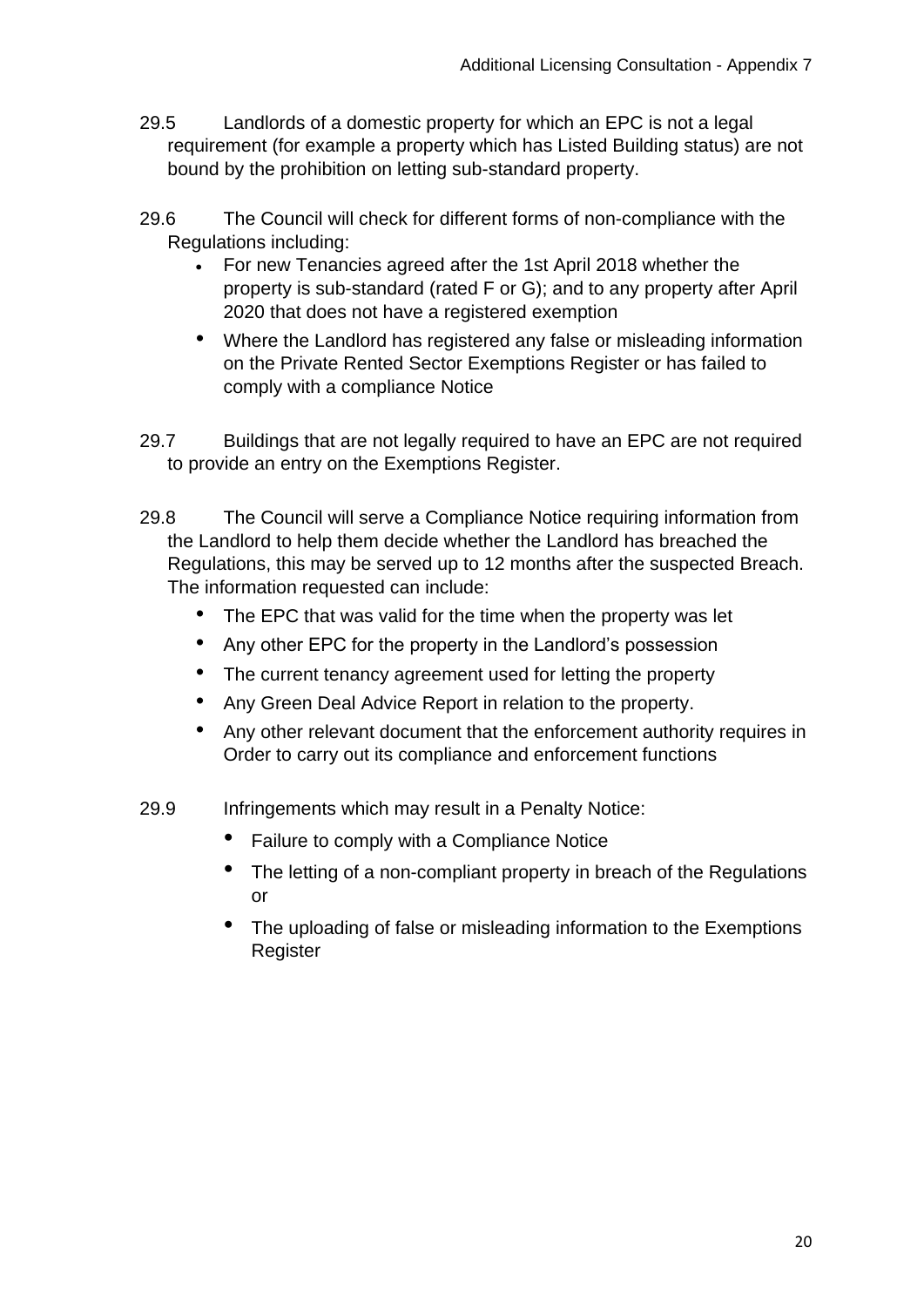29.5 Landlords of a domestic property for which an EPC is not a legal requirement (for example a property which has Listed Building status) are not bound by the prohibition on letting sub-standard property.

29.6 The Council will check for different forms of non-compliance with the Regulations including:

- For new Tenancies agreed after the 1st April 2018 whether the property is sub-standard (rated F or G); and to any property after April 2020 that does not have a registered exemption
- Where the Landlord has registered any false or misleading information on the Private Rented Sector Exemptions Register or has failed to comply with a compliance Notice

29.7 Buildings that are not legally required to have an EPC are not required to provide an entry on the Exemptions Register.

29.8 The Council will serve a Compliance Notice requiring information from the Landlord to help them decide whether the Landlord has breached the Regulations, this may be served up to 12 months after the suspected Breach. The information requested can include:

- The EPC that was valid for the time when the property was let
- Any other EPC for the property in the Landlord's possession
- The current tenancy agreement used for letting the property
- Any Green Deal Advice Report in relation to the property.
- Any other relevant document that the enforcement authority requires in Order to carry out its compliance and enforcement functions

29.9 Infringements which may result in a Penalty Notice:

- Failure to comply with a Compliance Notice
- The letting of a non-compliant property in breach of the Regulations or
- The uploading of false or misleading information to the Exemptions Register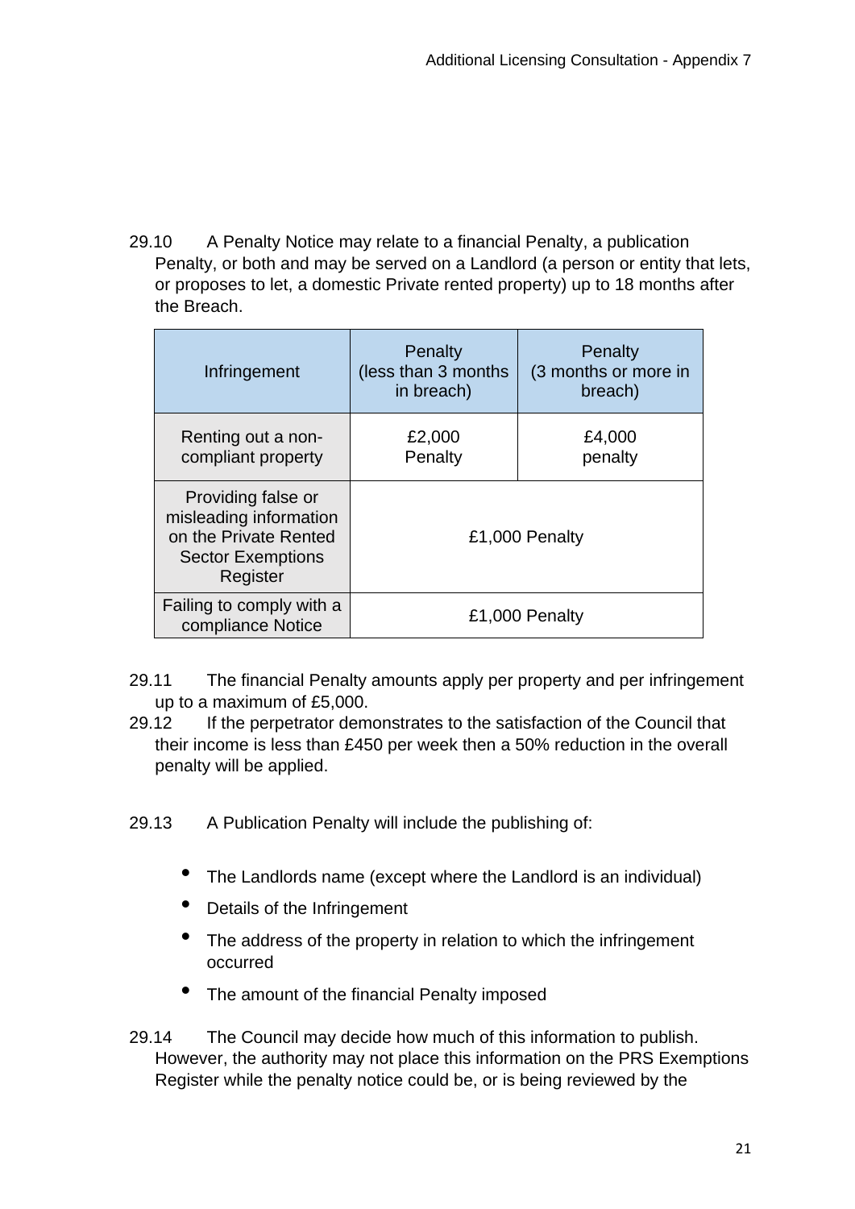29.10 A Penalty Notice may relate to a financial Penalty, a publication Penalty, or both and may be served on a Landlord (a person or entity that lets, or proposes to let, a domestic Private rented property) up to 18 months after the Breach.

| Infringement | Penalty (less than 3 months in breach) | Penalty (3 months or more in breach) |
|---|---|---|
| Renting out a non-compliant property | £2,000 Penalty | £4,000 penalty |
| Providing false or misleading information on the Private Rented Sector Exemptions Register | £1,000 Penalty | |
| Failing to comply with a compliance Notice | £1,000 Penalty | |

29.11 The financial Penalty amounts apply per property and per infringement up to a maximum of £5,000.

29.12 If the perpetrator demonstrates to the satisfaction of the Council that their income is less than £450 per week then a 50% reduction in the overall penalty will be applied.

29.13 A Publication Penalty will include the publishing of:

- The Landlords name (except where the Landlord is an individual)
- Details of the Infringement
- The address of the property in relation to which the infringement occurred
- The amount of the financial Penalty imposed

29.14 The Council may decide how much of this information to publish. However, the authority may not place this information on the PRS Exemptions Register while the penalty notice could be, or is being reviewed by the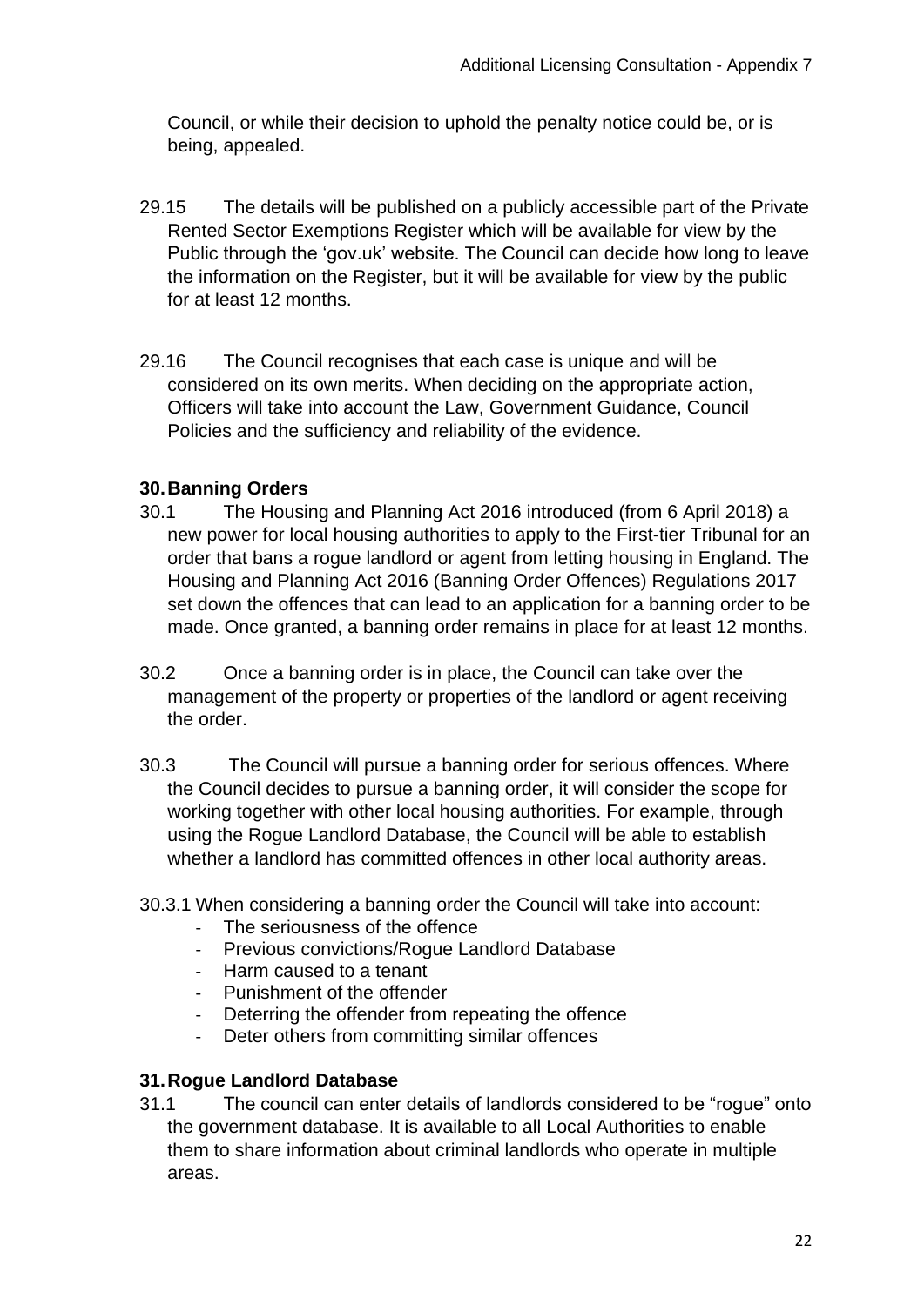Council, or while their decision to uphold the penalty notice could be, or is being, appealed.

29.15 The details will be published on a publicly accessible part of the Private Rented Sector Exemptions Register which will be available for view by the Public through the 'gov.uk' website. The Council can decide how long to leave the information on the Register, but it will be available for view by the public for at least 12 months.

29.16 The Council recognises that each case is unique and will be considered on its own merits. When deciding on the appropriate action, Officers will take into account the Law, Government Guidance, Council Policies and the sufficiency and reliability of the evidence.

## 30. Banning Orders

30.1 The Housing and Planning Act 2016 introduced (from 6 April 2018) a new power for local housing authorities to apply to the First-tier Tribunal for an order that bans a rogue landlord or agent from letting housing in England. The Housing and Planning Act 2016 (Banning Order Offences) Regulations 2017 set down the offences that can lead to an application for a banning order to be made. Once granted, a banning order remains in place for at least 12 months.

30.2 Once a banning order is in place, the Council can take over the management of the property or properties of the landlord or agent receiving the order.

30.3 The Council will pursue a banning order for serious offences. Where the Council decides to pursue a banning order, it will consider the scope for working together with other local housing authorities. For example, through using the Rogue Landlord Database, the Council will be able to establish whether a landlord has committed offences in other local authority areas.

30.3.1 When considering a banning order the Council will take into account:

- The seriousness of the offence
- Previous convictions/Rogue Landlord Database
- Harm caused to a tenant
- Punishment of the offender
- Deterring the offender from repeating the offence
- Deter others from committing similar offences

## 31. Rogue Landlord Database

31.1 The council can enter details of landlords considered to be "rogue" onto the government database. It is available to all Local Authorities to enable them to share information about criminal landlords who operate in multiple areas.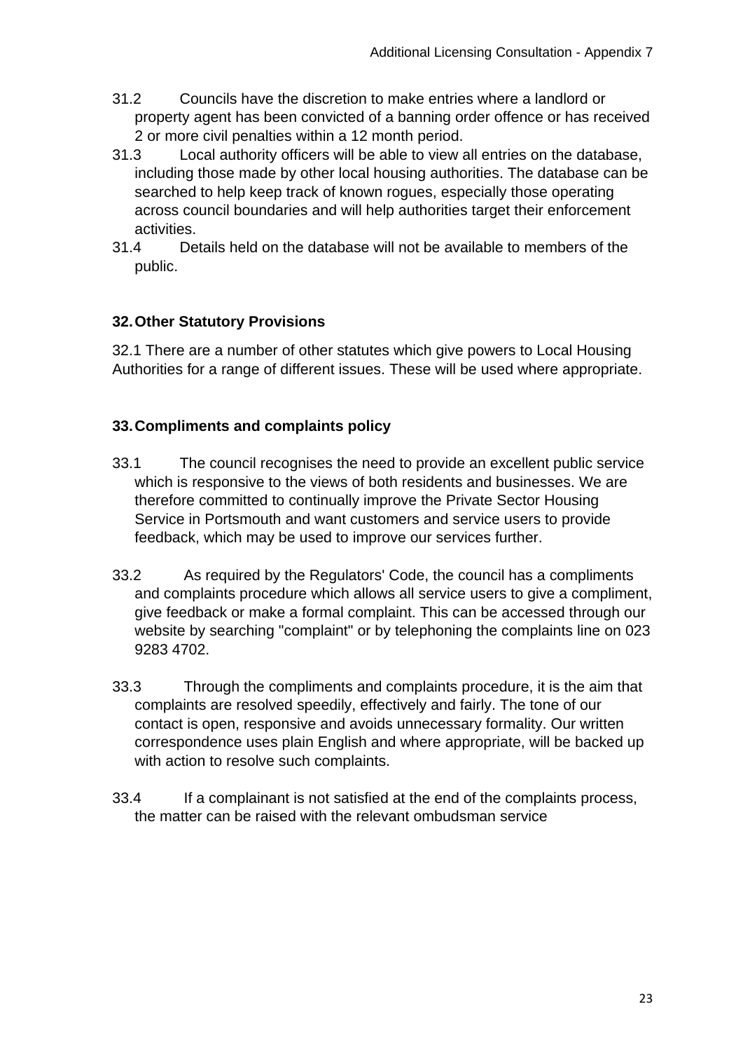31.2 Councils have the discretion to make entries where a landlord or property agent has been convicted of a banning order offence or has received 2 or more civil penalties within a 12 month period.

31.3 Local authority officers will be able to view all entries on the database, including those made by other local housing authorities. The database can be searched to help keep track of known rogues, especially those operating across council boundaries and will help authorities target their enforcement activities.

31.4 Details held on the database will not be available to members of the public.

## 32. Other Statutory Provisions

32.1 There are a number of other statutes which give powers to Local Housing Authorities for a range of different issues. These will be used where appropriate.

## 33. Compliments and complaints policy

33.1 The council recognises the need to provide an excellent public service which is responsive to the views of both residents and businesses. We are therefore committed to continually improve the Private Sector Housing Service in Portsmouth and want customers and service users to provide feedback, which may be used to improve our services further.

33.2 As required by the Regulators' Code, the council has a compliments and complaints procedure which allows all service users to give a compliment, give feedback or make a formal complaint. This can be accessed through our website by searching "complaint" or by telephoning the complaints line on 023 9283 4702.

33.3 Through the compliments and complaints procedure, it is the aim that complaints are resolved speedily, effectively and fairly. The tone of our contact is open, responsive and avoids unnecessary formality. Our written correspondence uses plain English and where appropriate, will be backed up with action to resolve such complaints.

33.4 If a complainant is not satisfied at the end of the complaints process, the matter can be raised with the relevant ombudsman service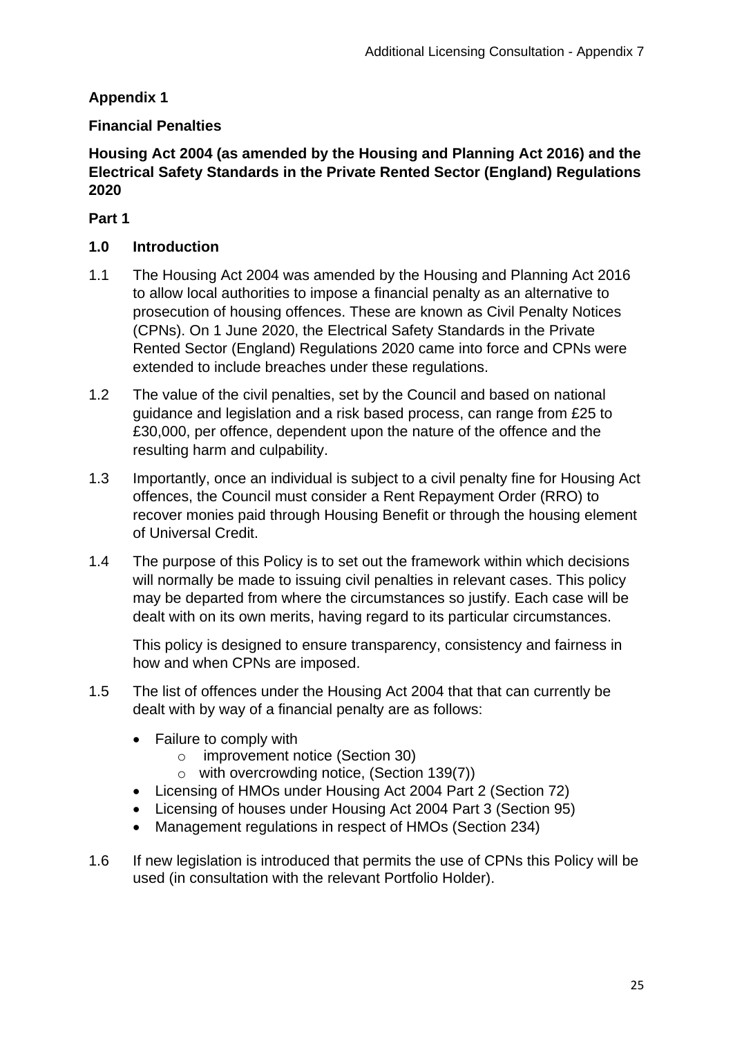**Appendix 1**

**Financial Penalties**

**Housing Act 2004 (as amended by the Housing and Planning Act 2016) and the Electrical Safety Standards in the Private Rented Sector (England) Regulations 2020**

**Part 1**

## 1.0 Introduction

1.1 The Housing Act 2004 was amended by the Housing and Planning Act 2016 to allow local authorities to impose a financial penalty as an alternative to prosecution of housing offences. These are known as Civil Penalty Notices (CPNs). On 1 June 2020, the Electrical Safety Standards in the Private Rented Sector (England) Regulations 2020 came into force and CPNs were extended to include breaches under these regulations.

1.2 The value of the civil penalties, set by the Council and based on national guidance and legislation and a risk based process, can range from £25 to £30,000, per offence, dependent upon the nature of the offence and the resulting harm and culpability.

1.3 Importantly, once an individual is subject to a civil penalty fine for Housing Act offences, the Council must consider a Rent Repayment Order (RRO) to recover monies paid through Housing Benefit or through the housing element of Universal Credit.

1.4 The purpose of this Policy is to set out the framework within which decisions will normally be made to issuing civil penalties in relevant cases. This policy may be departed from where the circumstances so justify. Each case will be dealt with on its own merits, having regard to its particular circumstances.

This policy is designed to ensure transparency, consistency and fairness in how and when CPNs are imposed.

1.5 The list of offences under the Housing Act 2004 that that can currently be dealt with by way of a financial penalty are as follows:

- Failure to comply with
  - improvement notice (Section 30)
  - with overcrowding notice, (Section 139(7))
- Licensing of HMOs under Housing Act 2004 Part 2 (Section 72)
- Licensing of houses under Housing Act 2004 Part 3 (Section 95)
- Management regulations in respect of HMOs (Section 234)

1.6 If new legislation is introduced that permits the use of CPNs this Policy will be used (in consultation with the relevant Portfolio Holder).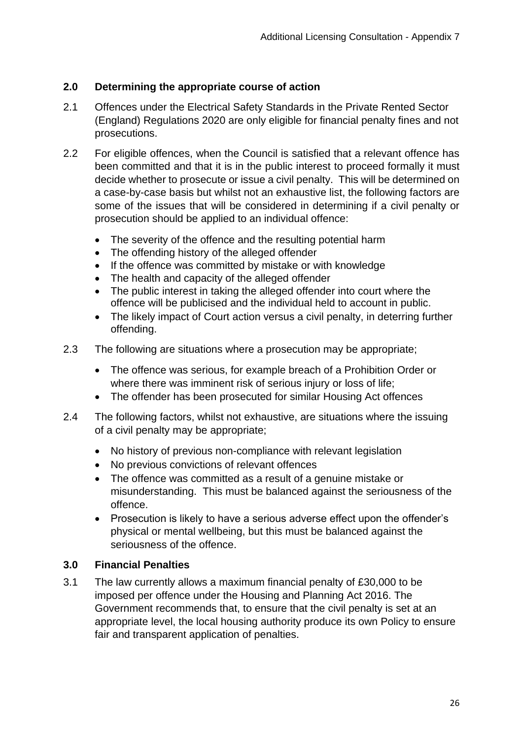## 2.0 Determining the appropriate course of action

2.1 Offences under the Electrical Safety Standards in the Private Rented Sector (England) Regulations 2020 are only eligible for financial penalty fines and not prosecutions.

2.2 For eligible offences, when the Council is satisfied that a relevant offence has been committed and that it is in the public interest to proceed formally it must decide whether to prosecute or issue a civil penalty. This will be determined on a case-by-case basis but whilst not an exhaustive list, the following factors are some of the issues that will be considered in determining if a civil penalty or prosecution should be applied to an individual offence:

- The severity of the offence and the resulting potential harm
- The offending history of the alleged offender
- If the offence was committed by mistake or with knowledge
- The health and capacity of the alleged offender
- The public interest in taking the alleged offender into court where the offence will be publicised and the individual held to account in public.
- The likely impact of Court action versus a civil penalty, in deterring further offending.

2.3 The following are situations where a prosecution may be appropriate;

- The offence was serious, for example breach of a Prohibition Order or where there was imminent risk of serious injury or loss of life;
- The offender has been prosecuted for similar Housing Act offences

2.4 The following factors, whilst not exhaustive, are situations where the issuing of a civil penalty may be appropriate;

- No history of previous non-compliance with relevant legislation
- No previous convictions of relevant offences
- The offence was committed as a result of a genuine mistake or misunderstanding. This must be balanced against the seriousness of the offence.
- Prosecution is likely to have a serious adverse effect upon the offender's physical or mental wellbeing, but this must be balanced against the seriousness of the offence.

## 3.0 Financial Penalties

3.1 The law currently allows a maximum financial penalty of £30,000 to be imposed per offence under the Housing and Planning Act 2016. The Government recommends that, to ensure that the civil penalty is set at an appropriate level, the local housing authority produce its own Policy to ensure fair and transparent application of penalties.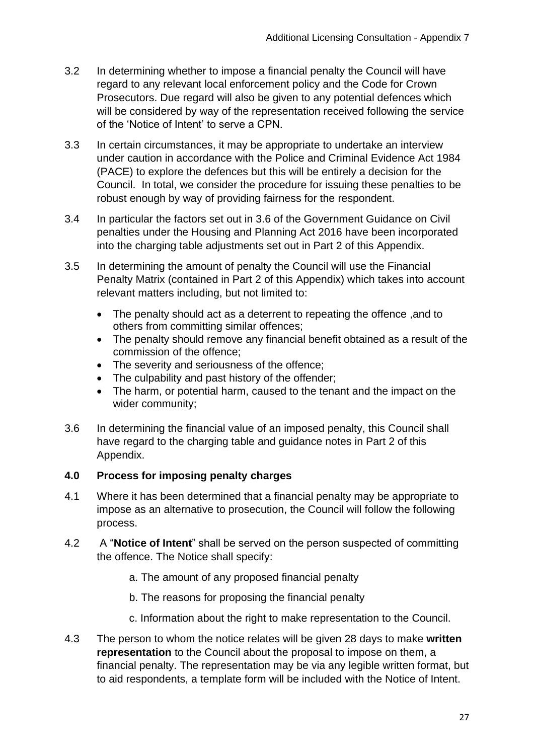3.2 In determining whether to impose a financial penalty the Council will have regard to any relevant local enforcement policy and the Code for Crown Prosecutors. Due regard will also be given to any potential defences which will be considered by way of the representation received following the service of the 'Notice of Intent' to serve a CPN.

3.3 In certain circumstances, it may be appropriate to undertake an interview under caution in accordance with the Police and Criminal Evidence Act 1984 (PACE) to explore the defences but this will be entirely a decision for the Council. In total, we consider the procedure for issuing these penalties to be robust enough by way of providing fairness for the respondent.

3.4 In particular the factors set out in 3.6 of the Government Guidance on Civil penalties under the Housing and Planning Act 2016 have been incorporated into the charging table adjustments set out in Part 2 of this Appendix.

3.5 In determining the amount of penalty the Council will use the Financial Penalty Matrix (contained in Part 2 of this Appendix) which takes into account relevant matters including, but not limited to:

- The penalty should act as a deterrent to repeating the offence ,and to others from committing similar offences;
- The penalty should remove any financial benefit obtained as a result of the commission of the offence;
- The severity and seriousness of the offence;
- The culpability and past history of the offender;
- The harm, or potential harm, caused to the tenant and the impact on the wider community;

3.6 In determining the financial value of an imposed penalty, this Council shall have regard to the charging table and guidance notes in Part 2 of this Appendix.

## 4.0 Process for imposing penalty charges

4.1 Where it has been determined that a financial penalty may be appropriate to impose as an alternative to prosecution, the Council will follow the following process.

4.2 A "**Notice of Intent**" shall be served on the person suspected of committing the offence. The Notice shall specify:

a. The amount of any proposed financial penalty

b. The reasons for proposing the financial penalty

c. Information about the right to make representation to the Council.

4.3 The person to whom the notice relates will be given 28 days to make **written representation** to the Council about the proposal to impose on them, a financial penalty. The representation may be via any legible written format, but to aid respondents, a template form will be included with the Notice of Intent.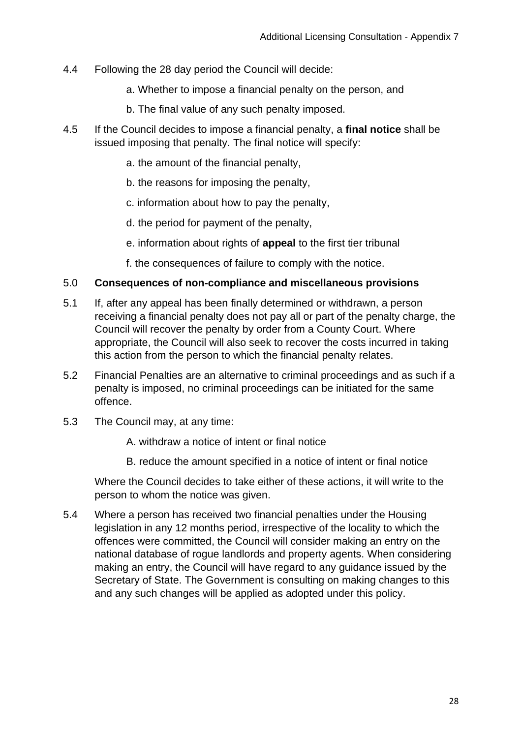4.4 Following the 28 day period the Council will decide:

a. Whether to impose a financial penalty on the person, and

b. The final value of any such penalty imposed.

4.5 If the Council decides to impose a financial penalty, a **final notice** shall be issued imposing that penalty. The final notice will specify:

a. the amount of the financial penalty,

b. the reasons for imposing the penalty,

c. information about how to pay the penalty,

d. the period for payment of the penalty,

e. information about rights of **appeal** to the first tier tribunal

f. the consequences of failure to comply with the notice.

## 5.0 Consequences of non-compliance and miscellaneous provisions

5.1 If, after any appeal has been finally determined or withdrawn, a person receiving a financial penalty does not pay all or part of the penalty charge, the Council will recover the penalty by order from a County Court. Where appropriate, the Council will also seek to recover the costs incurred in taking this action from the person to which the financial penalty relates.

5.2 Financial Penalties are an alternative to criminal proceedings and as such if a penalty is imposed, no criminal proceedings can be initiated for the same offence.

5.3 The Council may, at any time:

A. withdraw a notice of intent or final notice

B. reduce the amount specified in a notice of intent or final notice

Where the Council decides to take either of these actions, it will write to the person to whom the notice was given.

5.4 Where a person has received two financial penalties under the Housing legislation in any 12 months period, irrespective of the locality to which the offences were committed, the Council will consider making an entry on the national database of rogue landlords and property agents. When considering making an entry, the Council will have regard to any guidance issued by the Secretary of State. The Government is consulting on making changes to this and any such changes will be applied as adopted under this policy.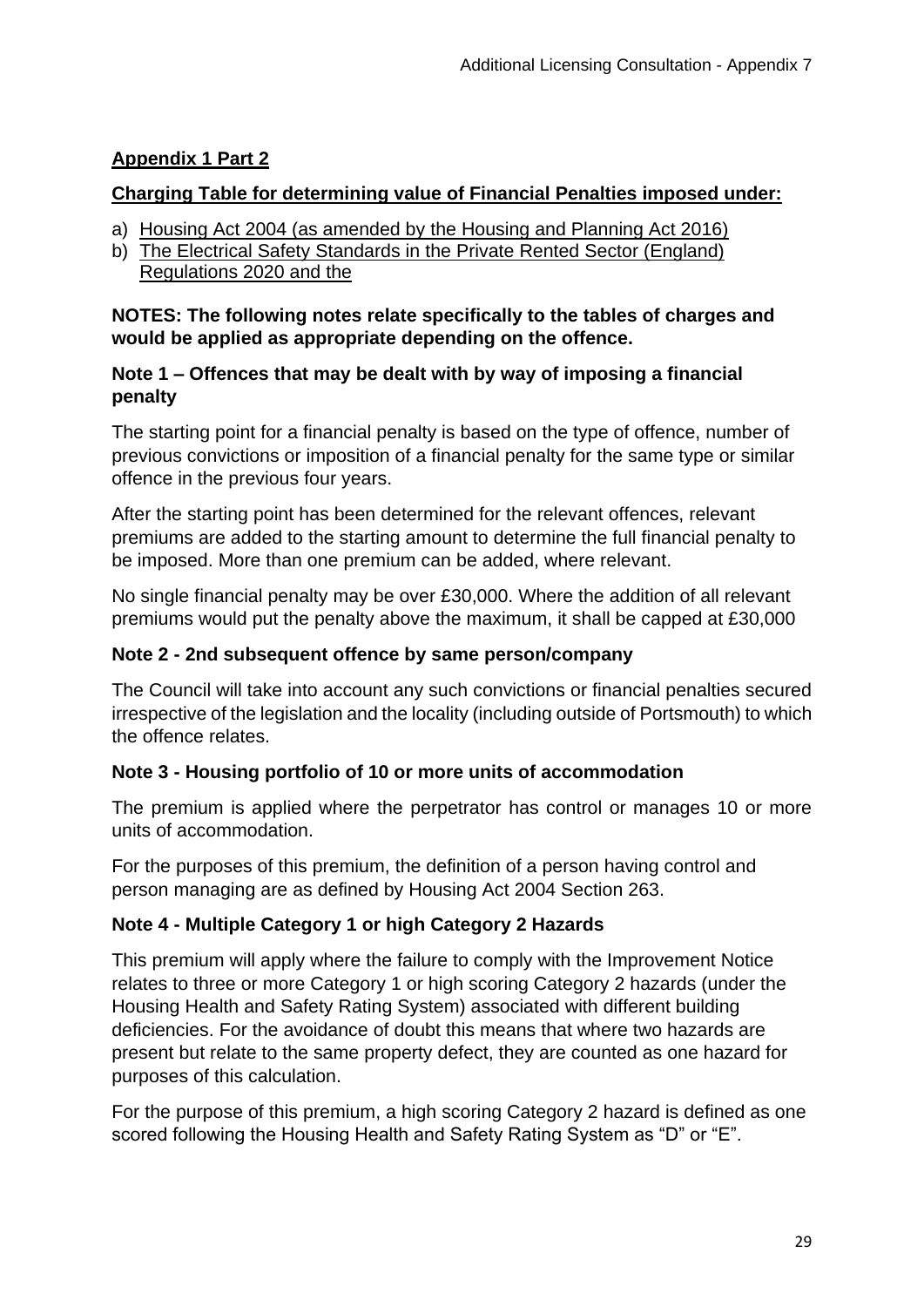## Appendix 1 Part 2

### Charging Table for determining value of Financial Penalties imposed under:

a) Housing Act 2004 (as amended by the Housing and Planning Act 2016)
b) The Electrical Safety Standards in the Private Rented Sector (England) Regulations 2020 and the

**NOTES: The following notes relate specifically to the tables of charges and would be applied as appropriate depending on the offence.**

### Note 1 – Offences that may be dealt with by way of imposing a financial penalty

The starting point for a financial penalty is based on the type of offence, number of previous convictions or imposition of a financial penalty for the same type or similar offence in the previous four years.

After the starting point has been determined for the relevant offences, relevant premiums are added to the starting amount to determine the full financial penalty to be imposed. More than one premium can be added, where relevant.

No single financial penalty may be over £30,000. Where the addition of all relevant premiums would put the penalty above the maximum, it shall be capped at £30,000

### Note 2 - 2nd subsequent offence by same person/company

The Council will take into account any such convictions or financial penalties secured irrespective of the legislation and the locality (including outside of Portsmouth) to which the offence relates.

### Note 3 - Housing portfolio of 10 or more units of accommodation

The premium is applied where the perpetrator has control or manages 10 or more units of accommodation.

For the purposes of this premium, the definition of a person having control and person managing are as defined by Housing Act 2004 Section 263.

### Note 4 - Multiple Category 1 or high Category 2 Hazards

This premium will apply where the failure to comply with the Improvement Notice relates to three or more Category 1 or high scoring Category 2 hazards (under the Housing Health and Safety Rating System) associated with different building deficiencies. For the avoidance of doubt this means that where two hazards are present but relate to the same property defect, they are counted as one hazard for purposes of this calculation.

For the purpose of this premium, a high scoring Category 2 hazard is defined as one scored following the Housing Health and Safety Rating System as "D" or "E".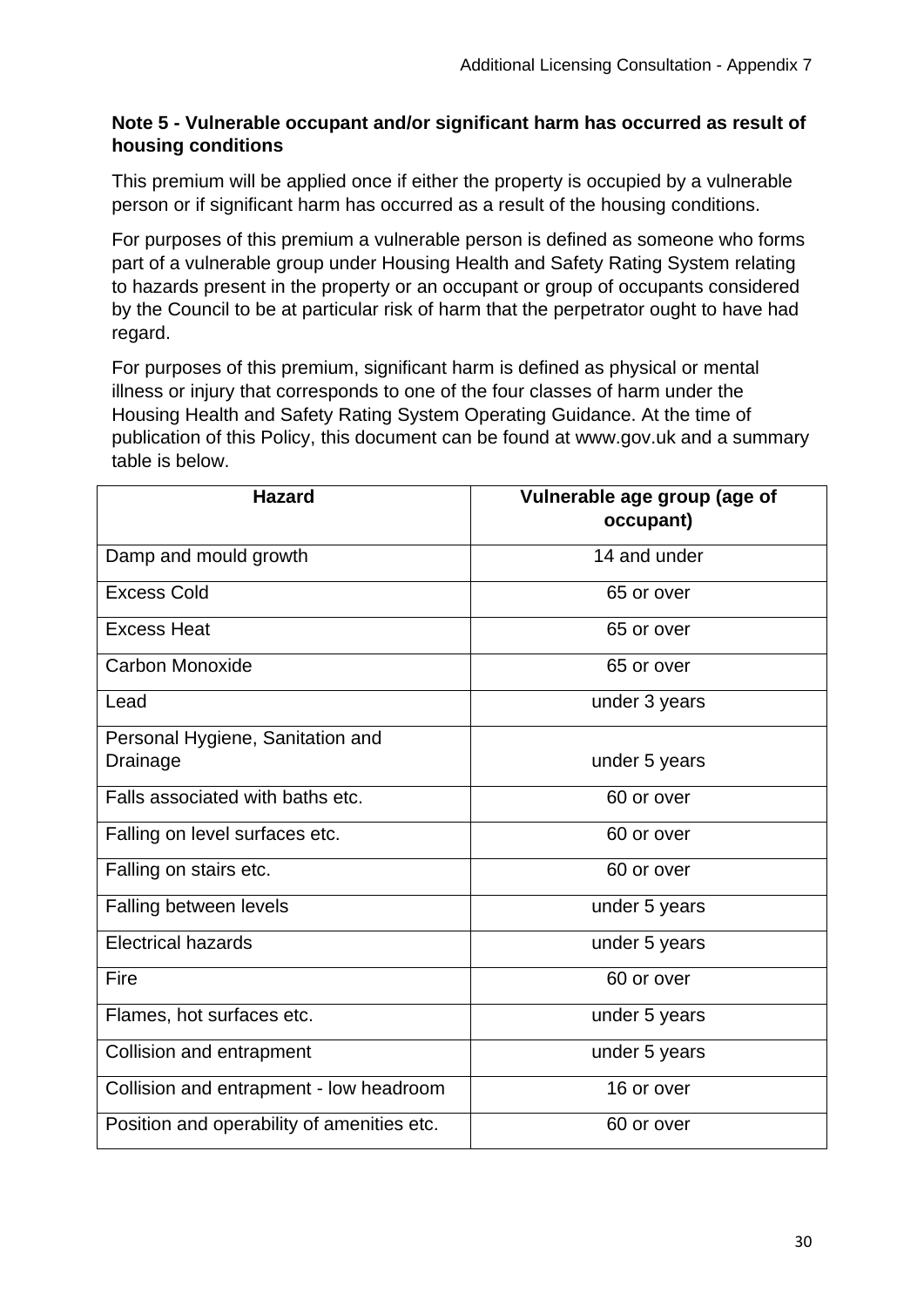**Note 5 - Vulnerable occupant and/or significant harm has occurred as result of housing conditions**

This premium will be applied once if either the property is occupied by a vulnerable person or if significant harm has occurred as a result of the housing conditions.

For purposes of this premium a vulnerable person is defined as someone who forms part of a vulnerable group under Housing Health and Safety Rating System relating to hazards present in the property or an occupant or group of occupants considered by the Council to be at particular risk of harm that the perpetrator ought to have had regard.

For purposes of this premium, significant harm is defined as physical or mental illness or injury that corresponds to one of the four classes of harm under the Housing Health and Safety Rating System Operating Guidance. At the time of publication of this Policy, this document can be found at www.gov.uk and a summary table is below.

| Hazard | Vulnerable age group (age of occupant) |
|---|---|
| Damp and mould growth | 14 and under |
| Excess Cold | 65 or over |
| Excess Heat | 65 or over |
| Carbon Monoxide | 65 or over |
| Lead | under 3 years |
| Personal Hygiene, Sanitation and Drainage | under 5 years |
| Falls associated with baths etc. | 60 or over |
| Falling on level surfaces etc. | 60 or over |
| Falling on stairs etc. | 60 or over |
| Falling between levels | under 5 years |
| Electrical hazards | under 5 years |
| Fire | 60 or over |
| Flames, hot surfaces etc. | under 5 years |
| Collision and entrapment | under 5 years |
| Collision and entrapment - low headroom | 16 or over |
| Position and operability of amenities etc. | 60 or over |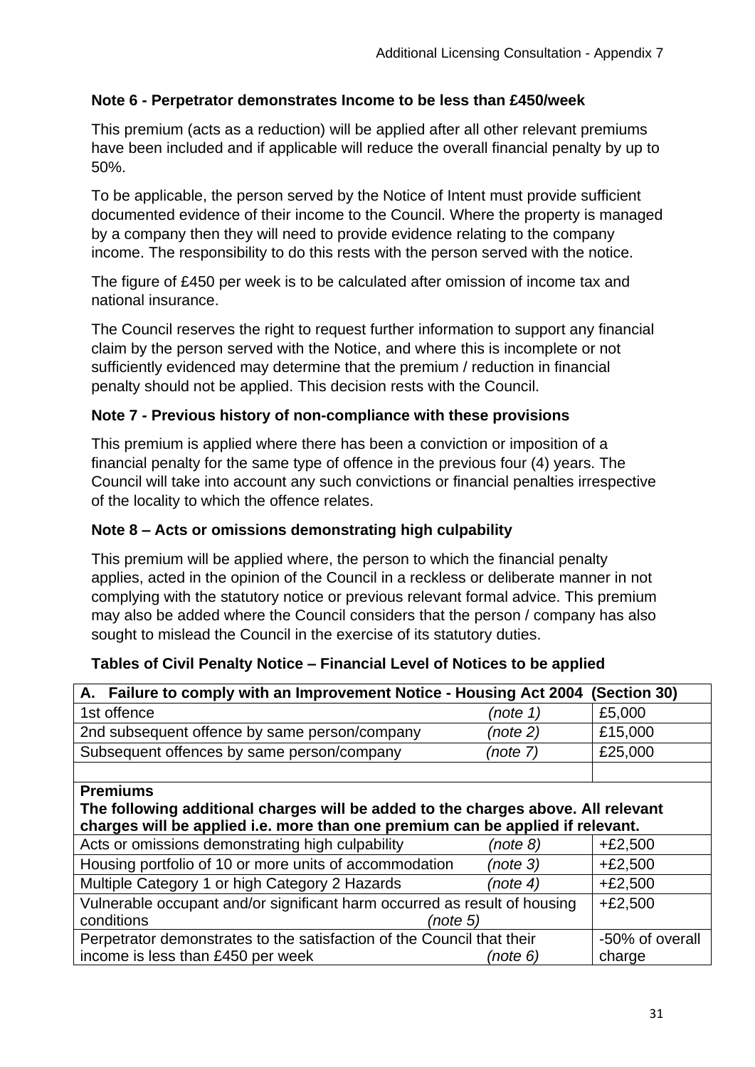**Note 6 - Perpetrator demonstrates Income to be less than £450/week**

This premium (acts as a reduction) will be applied after all other relevant premiums have been included and if applicable will reduce the overall financial penalty by up to 50%.

To be applicable, the person served by the Notice of Intent must provide sufficient documented evidence of their income to the Council. Where the property is managed by a company then they will need to provide evidence relating to the company income. The responsibility to do this rests with the person served with the notice.

The figure of £450 per week is to be calculated after omission of income tax and national insurance.

The Council reserves the right to request further information to support any financial claim by the person served with the Notice, and where this is incomplete or not sufficiently evidenced may determine that the premium / reduction in financial penalty should not be applied. This decision rests with the Council.

**Note 7 - Previous history of non-compliance with these provisions**

This premium is applied where there has been a conviction or imposition of a financial penalty for the same type of offence in the previous four (4) years. The Council will take into account any such convictions or financial penalties irrespective of the locality to which the offence relates.

**Note 8 – Acts or omissions demonstrating high culpability**

This premium will be applied where, the person to which the financial penalty applies, acted in the opinion of the Council in a reckless or deliberate manner in not complying with the statutory notice or previous relevant formal advice. This premium may also be added where the Council considers that the person / company has also sought to mislead the Council in the exercise of its statutory duties.

**Tables of Civil Penalty Notice – Financial Level of Notices to be applied**

| **A. Failure to comply with an Improvement Notice - Housing Act 2004 (Section 30)** | | |
|---|---|---|
| 1st offence | *(note 1)* | £5,000 |
| 2nd subsequent offence by same person/company | *(note 2)* | £15,000 |
| Subsequent offences by same person/company | *(note 7)* | £25,000 |
| | | |
| **Premiums** **The following additional charges will be added to the charges above. All relevant charges will be applied i.e. more than one premium can be applied if relevant.** | | |
| Acts or omissions demonstrating high culpability | *(note 8)* | +£2,500 |
| Housing portfolio of 10 or more units of accommodation | *(note 3)* | +£2,500 |
| Multiple Category 1 or high Category 2 Hazards | *(note 4)* | +£2,500 |
| Vulnerable occupant and/or significant harm occurred as result of housing conditions | *(note 5)* | +£2,500 |
| Perpetrator demonstrates to the satisfaction of the Council that their income is less than £450 per week | *(note 6)* | -50% of overall charge |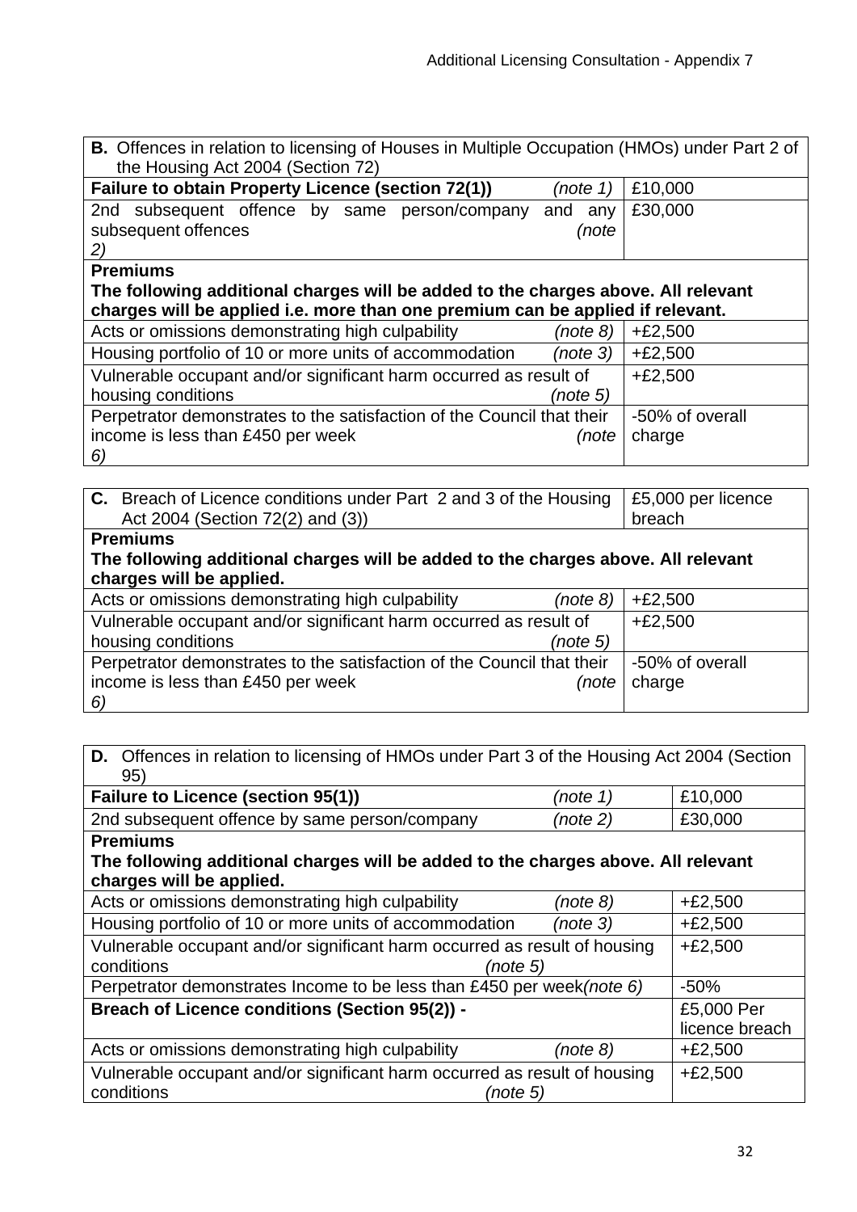| **B.** Offences in relation to licensing of Houses in Multiple Occupation (HMOs) under Part 2 of the Housing Act 2004 (Section 72) | |
|---|---|
| **Failure to obtain Property Licence (section 72(1))** *(note 1)* | £10,000 |
| 2nd subsequent offence by same person/company and any subsequent offences *(note 2)* | £30,000 |
| **Premiums**<br>**The following additional charges will be added to the charges above. All relevant charges will be applied i.e. more than one premium can be applied if relevant.** | |
| Acts or omissions demonstrating high culpability *(note 8)* | +£2,500 |
| Housing portfolio of 10 or more units of accommodation *(note 3)* | +£2,500 |
| Vulnerable occupant and/or significant harm occurred as result of housing conditions *(note 5)* | +£2,500 |
| Perpetrator demonstrates to the satisfaction of the Council that their income is less than £450 per week *(note 6)* | -50% of overall charge |

| **C.** Breach of Licence conditions under Part 2 and 3 of the Housing Act 2004 (Section 72(2) and (3)) | £5,000 per licence breach |
|---|---|
| **Premiums**<br>**The following additional charges will be added to the charges above. All relevant charges will be applied.** | |
| Acts or omissions demonstrating high culpability *(note 8)* | +£2,500 |
| Vulnerable occupant and/or significant harm occurred as result of housing conditions *(note 5)* | +£2,500 |
| Perpetrator demonstrates to the satisfaction of the Council that their income is less than £450 per week *(note 6)* | -50% of overall charge |

| **D.** Offences in relation to licensing of HMOs under Part 3 of the Housing Act 2004 (Section 95) | |
|---|---|
| **Failure to Licence (section 95(1))** *(note 1)* | £10,000 |
| 2nd subsequent offence by same person/company *(note 2)* | £30,000 |
| **Premiums**<br>**The following additional charges will be added to the charges above. All relevant charges will be applied.** | |
| Acts or omissions demonstrating high culpability *(note 8)* | +£2,500 |
| Housing portfolio of 10 or more units of accommodation *(note 3)* | +£2,500 |
| Vulnerable occupant and/or significant harm occurred as result of housing conditions *(note 5)* | +£2,500 |
| Perpetrator demonstrates Income to be less than £450 per week *(note 6)* | -50% |
| **Breach of Licence conditions (Section 95(2)) -** | £5,000 Per licence breach |
| Acts or omissions demonstrating high culpability *(note 8)* | +£2,500 |
| Vulnerable occupant and/or significant harm occurred as result of housing conditions *(note 5)* | +£2,500 |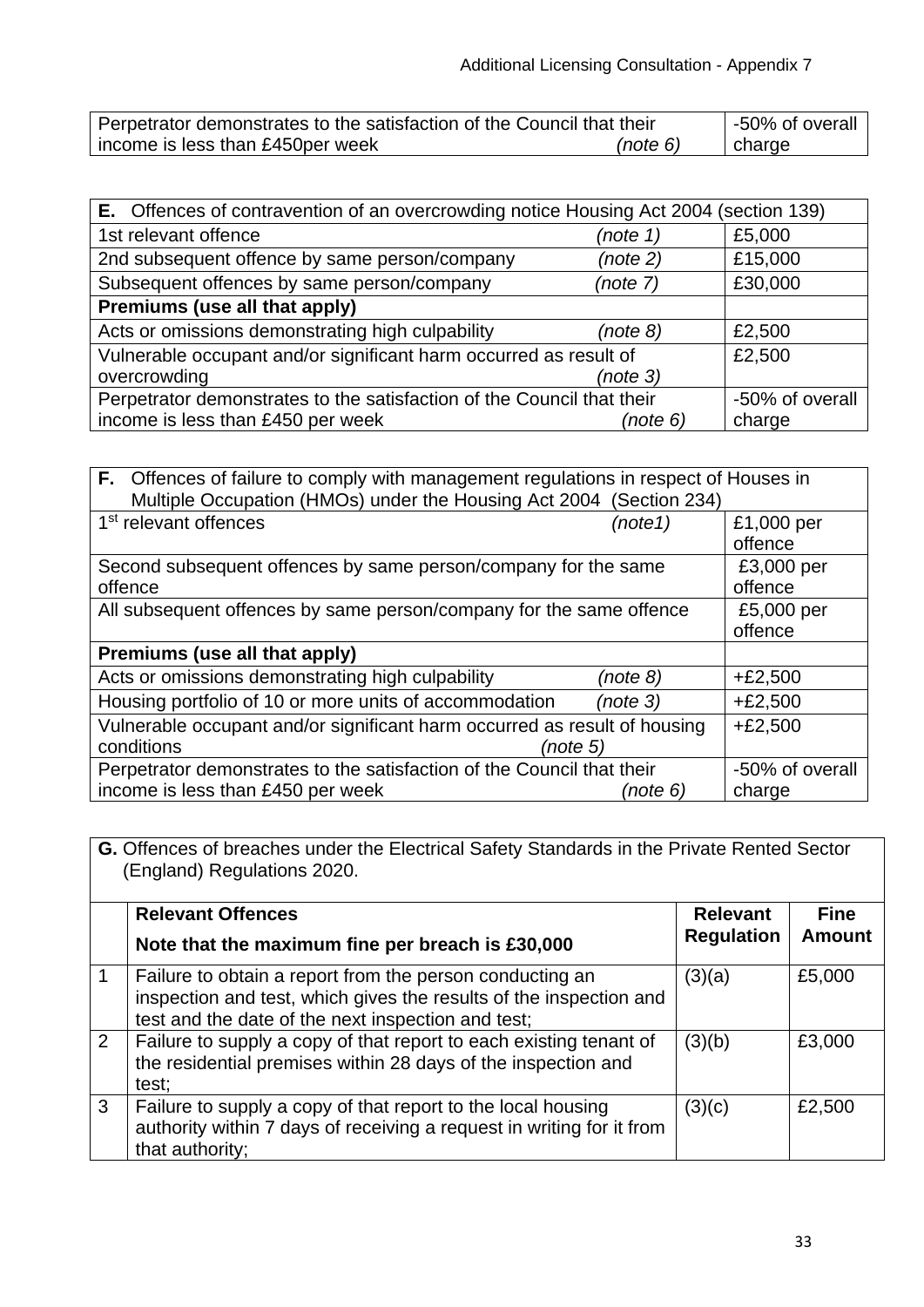| Perpetrator demonstrates to the satisfaction of the Council that their income is less than £450per week *(note 6)* | -50% of overall charge |
|---|---|

| **E.** Offences of contravention of an overcrowding notice Housing Act 2004 (section 139) | |
|---|---|
| 1st relevant offence *(note 1)* | £5,000 |
| 2nd subsequent offence by same person/company *(note 2)* | £15,000 |
| Subsequent offences by same person/company *(note 7)* | £30,000 |
| **Premiums (use all that apply)** | |
| Acts or omissions demonstrating high culpability *(note 8)* | £2,500 |
| Vulnerable occupant and/or significant harm occurred as result of overcrowding *(note 3)* | £2,500 |
| Perpetrator demonstrates to the satisfaction of the Council that their income is less than £450 per week *(note 6)* | -50% of overall charge |

| **F.** Offences of failure to comply with management regulations in respect of Houses in Multiple Occupation (HMOs) under the Housing Act 2004 (Section 234) | |
|---|---|
| 1st relevant offences *(note1)* | £1,000 per offence |
| Second subsequent offences by same person/company for the same offence | £3,000 per offence |
| All subsequent offences by same person/company for the same offence | £5,000 per offence |
| **Premiums (use all that apply)** | |
| Acts or omissions demonstrating high culpability *(note 8)* | +£2,500 |
| Housing portfolio of 10 or more units of accommodation *(note 3)* | +£2,500 |
| Vulnerable occupant and/or significant harm occurred as result of housing conditions *(note 5)* | +£2,500 |
| Perpetrator demonstrates to the satisfaction of the Council that their income is less than £450 per week *(note 6)* | -50% of overall charge |

**G.** Offences of breaches under the Electrical Safety Standards in the Private Rented Sector (England) Regulations 2020.

| | **Relevant Offences**<br>**Note that the maximum fine per breach is £30,000** | **Relevant Regulation** | **Fine Amount** |
|---|---|---|---|
| 1 | Failure to obtain a report from the person conducting an inspection and test, which gives the results of the inspection and test and the date of the next inspection and test; | (3)(a) | £5,000 |
| 2 | Failure to supply a copy of that report to each existing tenant of the residential premises within 28 days of the inspection and test; | (3)(b) | £3,000 |
| 3 | Failure to supply a copy of that report to the local housing authority within 7 days of receiving a request in writing for it from that authority; | (3)(c) | £2,500 |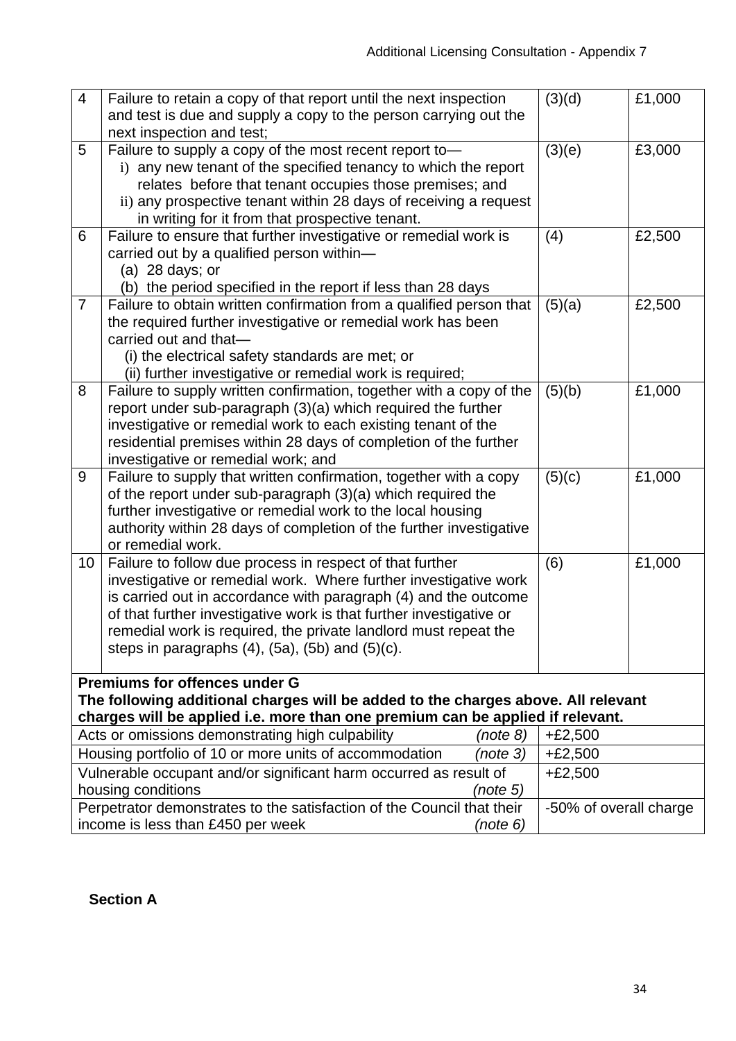| | | | |
|---|---|---|---|
| 4 | Failure to retain a copy of that report until the next inspection and test is due and supply a copy to the person carrying out the next inspection and test; | (3)(d) | £1,000 |
| 5 | Failure to supply a copy of the most recent report to— i) any new tenant of the specified tenancy to which the report relates before that tenant occupies those premises; and ii) any prospective tenant within 28 days of receiving a request in writing for it from that prospective tenant. | (3)(e) | £3,000 |
| 6 | Failure to ensure that further investigative or remedial work is carried out by a qualified person within— (a) 28 days; or (b) the period specified in the report if less than 28 days | (4) | £2,500 |
| 7 | Failure to obtain written confirmation from a qualified person that the required further investigative or remedial work has been carried out and that— (i) the electrical safety standards are met; or (ii) further investigative or remedial work is required; | (5)(a) | £2,500 |
| 8 | Failure to supply written confirmation, together with a copy of the report under sub-paragraph (3)(a) which required the further investigative or remedial work to each existing tenant of the residential premises within 28 days of completion of the further investigative or remedial work; and | (5)(b) | £1,000 |
| 9 | Failure to supply that written confirmation, together with a copy of the report under sub-paragraph (3)(a) which required the further investigative or remedial work to the local housing authority within 28 days of completion of the further investigative or remedial work. | (5)(c) | £1,000 |
| 10 | Failure to follow due process in respect of that further investigative or remedial work. Where further investigative work is carried out in accordance with paragraph (4) and the outcome of that further investigative work is that further investigative or remedial work is required, the private landlord must repeat the steps in paragraphs (4), (5a), (5b) and (5)(c). | (6) | £1,000 |
| **Premiums for offences under G**<br>**The following additional charges will be added to the charges above. All relevant charges will be applied i.e. more than one premium can be applied if relevant.** | | | |
| Acts or omissions demonstrating high culpability *(note 8)* | | +£2,500 | |
| Housing portfolio of 10 or more units of accommodation *(note 3)* | | +£2,500 | |
| Vulnerable occupant and/or significant harm occurred as result of housing conditions *(note 5)* | | +£2,500 | |
| Perpetrator demonstrates to the satisfaction of the Council that their income is less than £450 per week *(note 6)* | | -50% of overall charge | |

**Section A**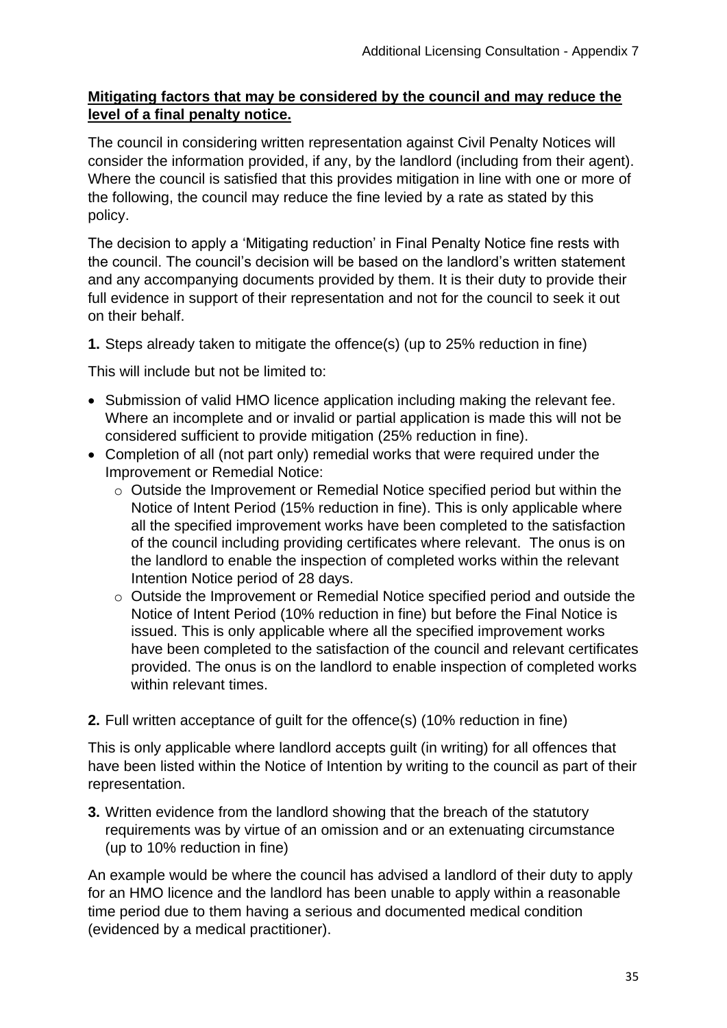**Mitigating factors that may be considered by the council and may reduce the level of a final penalty notice.**

The council in considering written representation against Civil Penalty Notices will consider the information provided, if any, by the landlord (including from their agent). Where the council is satisfied that this provides mitigation in line with one or more of the following, the council may reduce the fine levied by a rate as stated by this policy.

The decision to apply a 'Mitigating reduction' in Final Penalty Notice fine rests with the council. The council's decision will be based on the landlord's written statement and any accompanying documents provided by them. It is their duty to provide their full evidence in support of their representation and not for the council to seek it out on their behalf.

**1.** Steps already taken to mitigate the offence(s) (up to 25% reduction in fine)

This will include but not be limited to:

- Submission of valid HMO licence application including making the relevant fee. Where an incomplete and or invalid or partial application is made this will not be considered sufficient to provide mitigation (25% reduction in fine).
- Completion of all (not part only) remedial works that were required under the Improvement or Remedial Notice:
  - Outside the Improvement or Remedial Notice specified period but within the Notice of Intent Period (15% reduction in fine). This is only applicable where all the specified improvement works have been completed to the satisfaction of the council including providing certificates where relevant. The onus is on the landlord to enable the inspection of completed works within the relevant Intention Notice period of 28 days.
  - Outside the Improvement or Remedial Notice specified period and outside the Notice of Intent Period (10% reduction in fine) but before the Final Notice is issued. This is only applicable where all the specified improvement works have been completed to the satisfaction of the council and relevant certificates provided. The onus is on the landlord to enable inspection of completed works within relevant times.

**2.** Full written acceptance of guilt for the offence(s) (10% reduction in fine)

This is only applicable where landlord accepts guilt (in writing) for all offences that have been listed within the Notice of Intention by writing to the council as part of their representation.

**3.** Written evidence from the landlord showing that the breach of the statutory requirements was by virtue of an omission and or an extenuating circumstance (up to 10% reduction in fine)

An example would be where the council has advised a landlord of their duty to apply for an HMO licence and the landlord has been unable to apply within a reasonable time period due to them having a serious and documented medical condition (evidenced by a medical practitioner).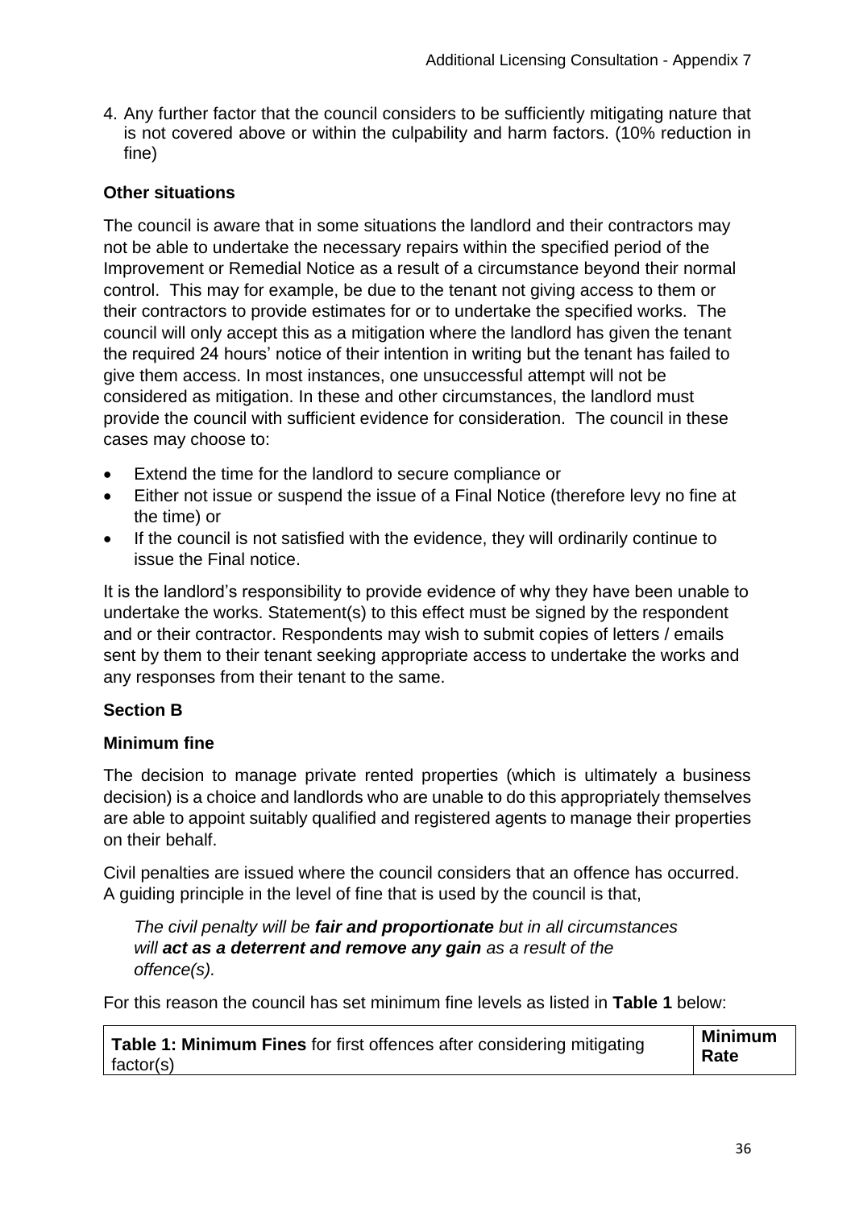4. Any further factor that the council considers to be sufficiently mitigating nature that is not covered above or within the culpability and harm factors. (10% reduction in fine)

**Other situations**

The council is aware that in some situations the landlord and their contractors may not be able to undertake the necessary repairs within the specified period of the Improvement or Remedial Notice as a result of a circumstance beyond their normal control. This may for example, be due to the tenant not giving access to them or their contractors to provide estimates for or to undertake the specified works. The council will only accept this as a mitigation where the landlord has given the tenant the required 24 hours' notice of their intention in writing but the tenant has failed to give them access. In most instances, one unsuccessful attempt will not be considered as mitigation. In these and other circumstances, the landlord must provide the council with sufficient evidence for consideration. The council in these cases may choose to:

- Extend the time for the landlord to secure compliance or
- Either not issue or suspend the issue of a Final Notice (therefore levy no fine at the time) or
- If the council is not satisfied with the evidence, they will ordinarily continue to issue the Final notice.

It is the landlord's responsibility to provide evidence of why they have been unable to undertake the works. Statement(s) to this effect must be signed by the respondent and or their contractor. Respondents may wish to submit copies of letters / emails sent by them to their tenant seeking appropriate access to undertake the works and any responses from their tenant to the same.

**Section B**

**Minimum fine**

The decision to manage private rented properties (which is ultimately a business decision) is a choice and landlords who are unable to do this appropriately themselves are able to appoint suitably qualified and registered agents to manage their properties on their behalf.

Civil penalties are issued where the council considers that an offence has occurred. A guiding principle in the level of fine that is used by the council is that,

> *The civil penalty will be **fair and proportionate** but in all circumstances will **act as a deterrent and remove any gain** as a result of the offence(s).*

For this reason the council has set minimum fine levels as listed in **Table 1** below:

| **Table 1: Minimum Fines** for first offences after considering mitigating factor(s) | **Minimum Rate** |
| --- | --- |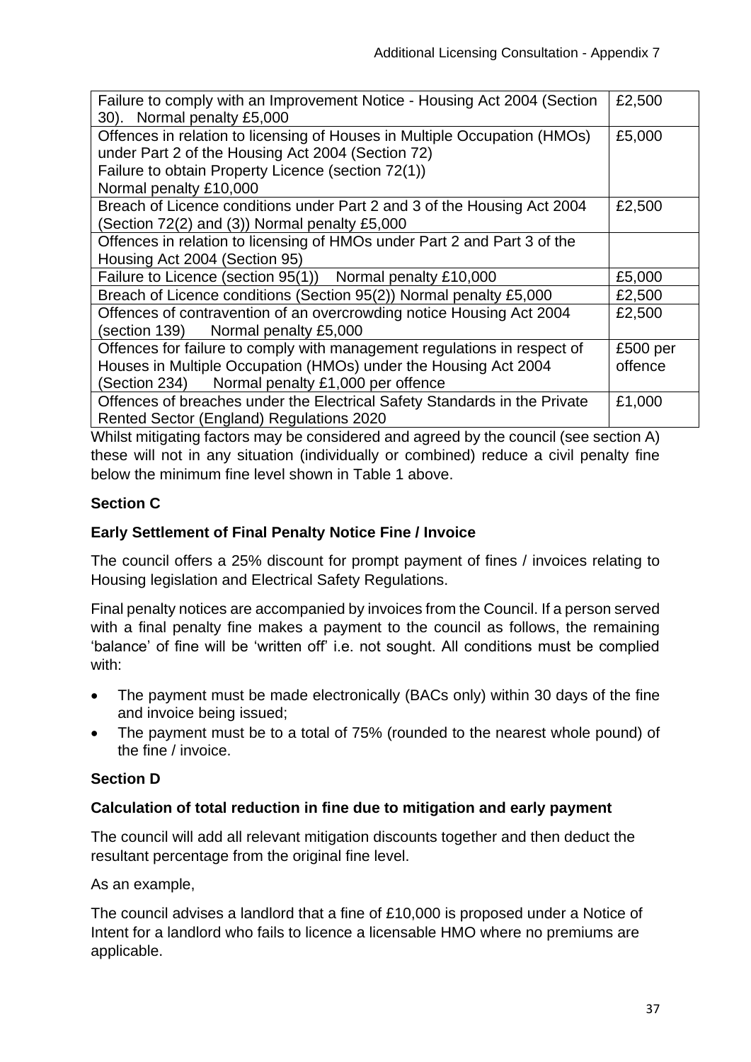| Offence | Minimum fine |
|---|---|
| Failure to comply with an Improvement Notice - Housing Act 2004 (Section 30). Normal penalty £5,000 | £2,500 |
| Offences in relation to licensing of Houses in Multiple Occupation (HMOs) under Part 2 of the Housing Act 2004 (Section 72)<br>Failure to obtain Property Licence (section 72(1))<br>Normal penalty £10,000 | £5,000 |
| Breach of Licence conditions under Part 2 and 3 of the Housing Act 2004 (Section 72(2) and (3)) Normal penalty £5,000 | £2,500 |
| Offences in relation to licensing of HMOs under Part 2 and Part 3 of the Housing Act 2004 (Section 95) | |
| Failure to Licence (section 95(1)) Normal penalty £10,000 | £5,000 |
| Breach of Licence conditions (Section 95(2)) Normal penalty £5,000 | £2,500 |
| Offences of contravention of an overcrowding notice Housing Act 2004 (section 139) Normal penalty £5,000 | £2,500 |
| Offences for failure to comply with management regulations in respect of Houses in Multiple Occupation (HMOs) under the Housing Act 2004 (Section 234) Normal penalty £1,000 per offence | £500 per offence |
| Offences of breaches under the Electrical Safety Standards in the Private Rented Sector (England) Regulations 2020 | £1,000 |

Whilst mitigating factors may be considered and agreed by the council (see section A) these will not in any situation (individually or combined) reduce a civil penalty fine below the minimum fine level shown in Table 1 above.

**Section C**

**Early Settlement of Final Penalty Notice Fine / Invoice**

The council offers a 25% discount for prompt payment of fines / invoices relating to Housing legislation and Electrical Safety Regulations.

Final penalty notices are accompanied by invoices from the Council. If a person served with a final penalty fine makes a payment to the council as follows, the remaining 'balance' of fine will be 'written off' i.e. not sought. All conditions must be complied with:

- The payment must be made electronically (BACs only) within 30 days of the fine and invoice being issued;
- The payment must be to a total of 75% (rounded to the nearest whole pound) of the fine / invoice.

**Section D**

**Calculation of total reduction in fine due to mitigation and early payment**

The council will add all relevant mitigation discounts together and then deduct the resultant percentage from the original fine level.

As an example,

The council advises a landlord that a fine of £10,000 is proposed under a Notice of Intent for a landlord who fails to licence a licensable HMO where no premiums are applicable.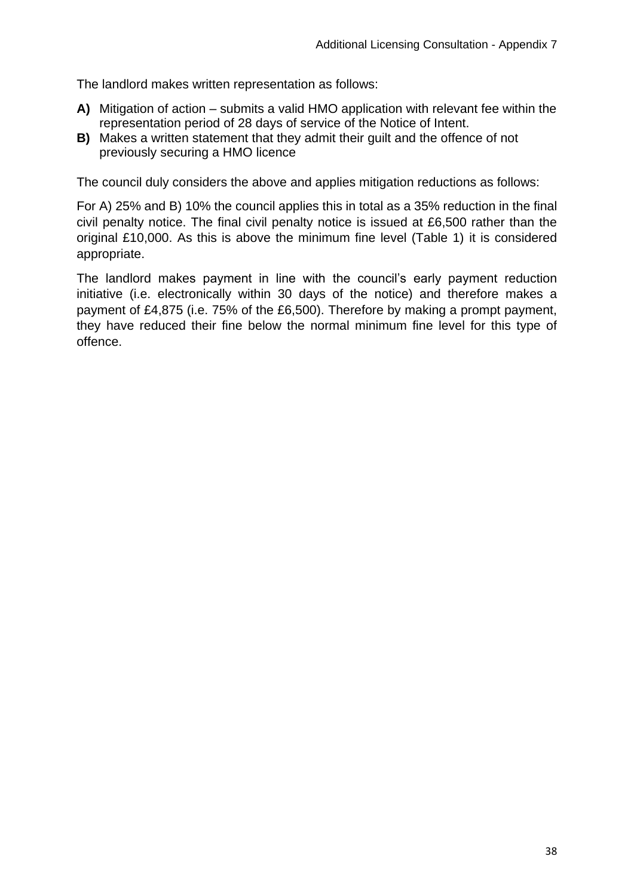The landlord makes written representation as follows:

**A)** Mitigation of action – submits a valid HMO application with relevant fee within the representation period of 28 days of service of the Notice of Intent.

**B)** Makes a written statement that they admit their guilt and the offence of not previously securing a HMO licence

The council duly considers the above and applies mitigation reductions as follows:

For A) 25% and B) 10% the council applies this in total as a 35% reduction in the final civil penalty notice. The final civil penalty notice is issued at £6,500 rather than the original £10,000. As this is above the minimum fine level (Table 1) it is considered appropriate.

The landlord makes payment in line with the council's early payment reduction initiative (i.e. electronically within 30 days of the notice) and therefore makes a payment of £4,875 (i.e. 75% of the £6,500). Therefore by making a prompt payment, they have reduced their fine below the normal minimum fine level for this type of offence.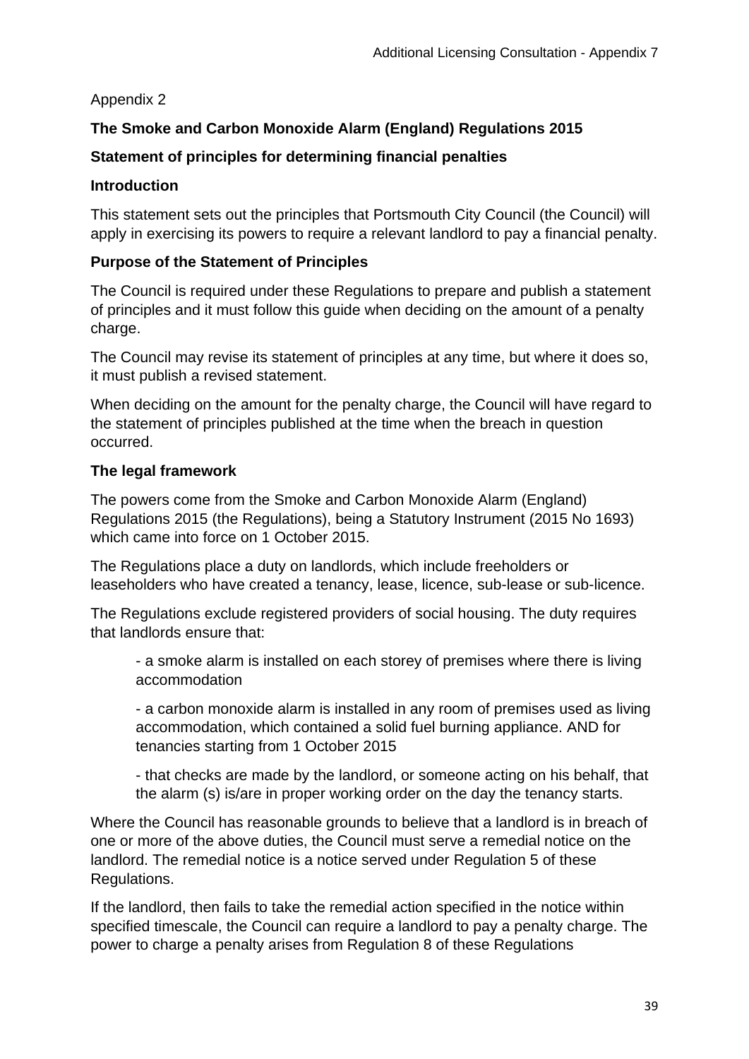Appendix 2

**The Smoke and Carbon Monoxide Alarm (England) Regulations 2015**

**Statement of principles for determining financial penalties**

**Introduction**

This statement sets out the principles that Portsmouth City Council (the Council) will apply in exercising its powers to require a relevant landlord to pay a financial penalty.

**Purpose of the Statement of Principles**

The Council is required under these Regulations to prepare and publish a statement of principles and it must follow this guide when deciding on the amount of a penalty charge.

The Council may revise its statement of principles at any time, but where it does so, it must publish a revised statement.

When deciding on the amount for the penalty charge, the Council will have regard to the statement of principles published at the time when the breach in question occurred.

**The legal framework**

The powers come from the Smoke and Carbon Monoxide Alarm (England) Regulations 2015 (the Regulations), being a Statutory Instrument (2015 No 1693) which came into force on 1 October 2015.

The Regulations place a duty on landlords, which include freeholders or leaseholders who have created a tenancy, lease, licence, sub-lease or sub-licence.

The Regulations exclude registered providers of social housing. The duty requires that landlords ensure that:

- a smoke alarm is installed on each storey of premises where there is living accommodation

- a carbon monoxide alarm is installed in any room of premises used as living accommodation, which contained a solid fuel burning appliance. AND for tenancies starting from 1 October 2015

- that checks are made by the landlord, or someone acting on his behalf, that the alarm (s) is/are in proper working order on the day the tenancy starts.

Where the Council has reasonable grounds to believe that a landlord is in breach of one or more of the above duties, the Council must serve a remedial notice on the landlord. The remedial notice is a notice served under Regulation 5 of these Regulations.

If the landlord, then fails to take the remedial action specified in the notice within specified timescale, the Council can require a landlord to pay a penalty charge. The power to charge a penalty arises from Regulation 8 of these Regulations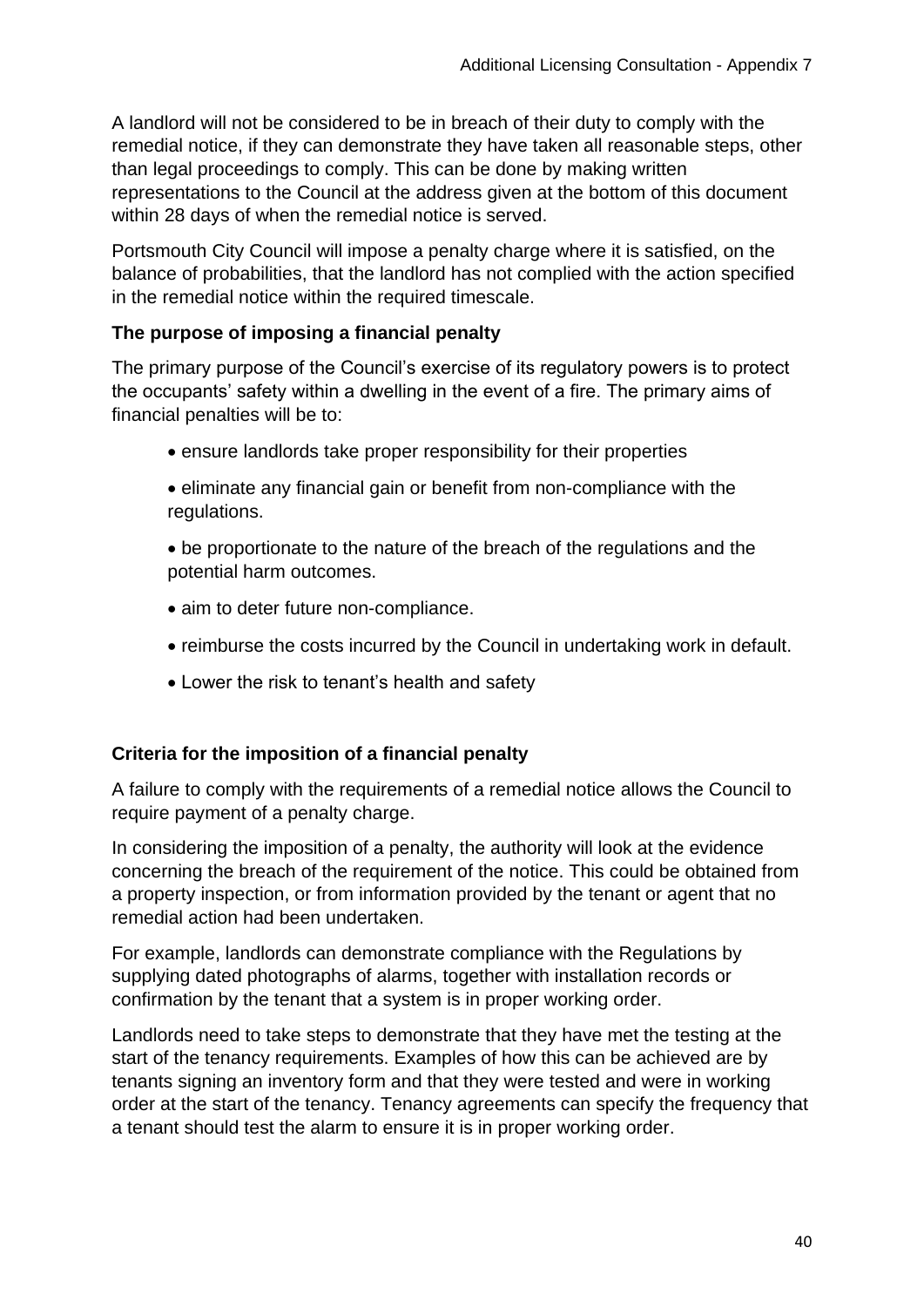A landlord will not be considered to be in breach of their duty to comply with the remedial notice, if they can demonstrate they have taken all reasonable steps, other than legal proceedings to comply. This can be done by making written representations to the Council at the address given at the bottom of this document within 28 days of when the remedial notice is served.

Portsmouth City Council will impose a penalty charge where it is satisfied, on the balance of probabilities, that the landlord has not complied with the action specified in the remedial notice within the required timescale.

**The purpose of imposing a financial penalty**

The primary purpose of the Council's exercise of its regulatory powers is to protect the occupants' safety within a dwelling in the event of a fire. The primary aims of financial penalties will be to:

- ensure landlords take proper responsibility for their properties
- eliminate any financial gain or benefit from non-compliance with the regulations.
- be proportionate to the nature of the breach of the regulations and the potential harm outcomes.
- aim to deter future non-compliance.
- reimburse the costs incurred by the Council in undertaking work in default.
- Lower the risk to tenant's health and safety

**Criteria for the imposition of a financial penalty**

A failure to comply with the requirements of a remedial notice allows the Council to require payment of a penalty charge.

In considering the imposition of a penalty, the authority will look at the evidence concerning the breach of the requirement of the notice. This could be obtained from a property inspection, or from information provided by the tenant or agent that no remedial action had been undertaken.

For example, landlords can demonstrate compliance with the Regulations by supplying dated photographs of alarms, together with installation records or confirmation by the tenant that a system is in proper working order.

Landlords need to take steps to demonstrate that they have met the testing at the start of the tenancy requirements. Examples of how this can be achieved are by tenants signing an inventory form and that they were tested and were in working order at the start of the tenancy. Tenancy agreements can specify the frequency that a tenant should test the alarm to ensure it is in proper working order.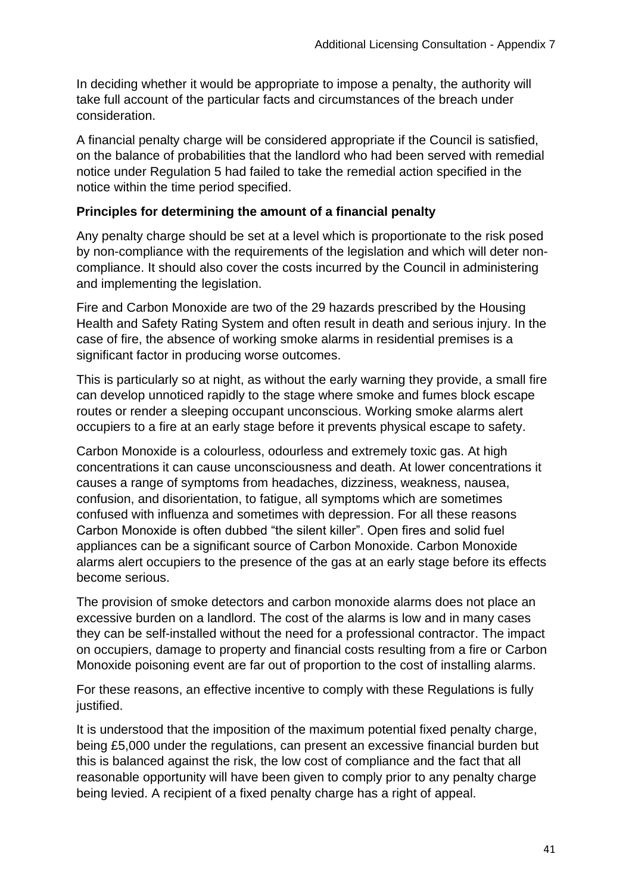In deciding whether it would be appropriate to impose a penalty, the authority will take full account of the particular facts and circumstances of the breach under consideration.

A financial penalty charge will be considered appropriate if the Council is satisfied, on the balance of probabilities that the landlord who had been served with remedial notice under Regulation 5 had failed to take the remedial action specified in the notice within the time period specified.

**Principles for determining the amount of a financial penalty**

Any penalty charge should be set at a level which is proportionate to the risk posed by non-compliance with the requirements of the legislation and which will deter non-compliance. It should also cover the costs incurred by the Council in administering and implementing the legislation.

Fire and Carbon Monoxide are two of the 29 hazards prescribed by the Housing Health and Safety Rating System and often result in death and serious injury. In the case of fire, the absence of working smoke alarms in residential premises is a significant factor in producing worse outcomes.

This is particularly so at night, as without the early warning they provide, a small fire can develop unnoticed rapidly to the stage where smoke and fumes block escape routes or render a sleeping occupant unconscious. Working smoke alarms alert occupiers to a fire at an early stage before it prevents physical escape to safety.

Carbon Monoxide is a colourless, odourless and extremely toxic gas. At high concentrations it can cause unconsciousness and death. At lower concentrations it causes a range of symptoms from headaches, dizziness, weakness, nausea, confusion, and disorientation, to fatigue, all symptoms which are sometimes confused with influenza and sometimes with depression. For all these reasons Carbon Monoxide is often dubbed "the silent killer". Open fires and solid fuel appliances can be a significant source of Carbon Monoxide. Carbon Monoxide alarms alert occupiers to the presence of the gas at an early stage before its effects become serious.

The provision of smoke detectors and carbon monoxide alarms does not place an excessive burden on a landlord. The cost of the alarms is low and in many cases they can be self-installed without the need for a professional contractor. The impact on occupiers, damage to property and financial costs resulting from a fire or Carbon Monoxide poisoning event are far out of proportion to the cost of installing alarms.

For these reasons, an effective incentive to comply with these Regulations is fully justified.

It is understood that the imposition of the maximum potential fixed penalty charge, being £5,000 under the regulations, can present an excessive financial burden but this is balanced against the risk, the low cost of compliance and the fact that all reasonable opportunity will have been given to comply prior to any penalty charge being levied. A recipient of a fixed penalty charge has a right of appeal.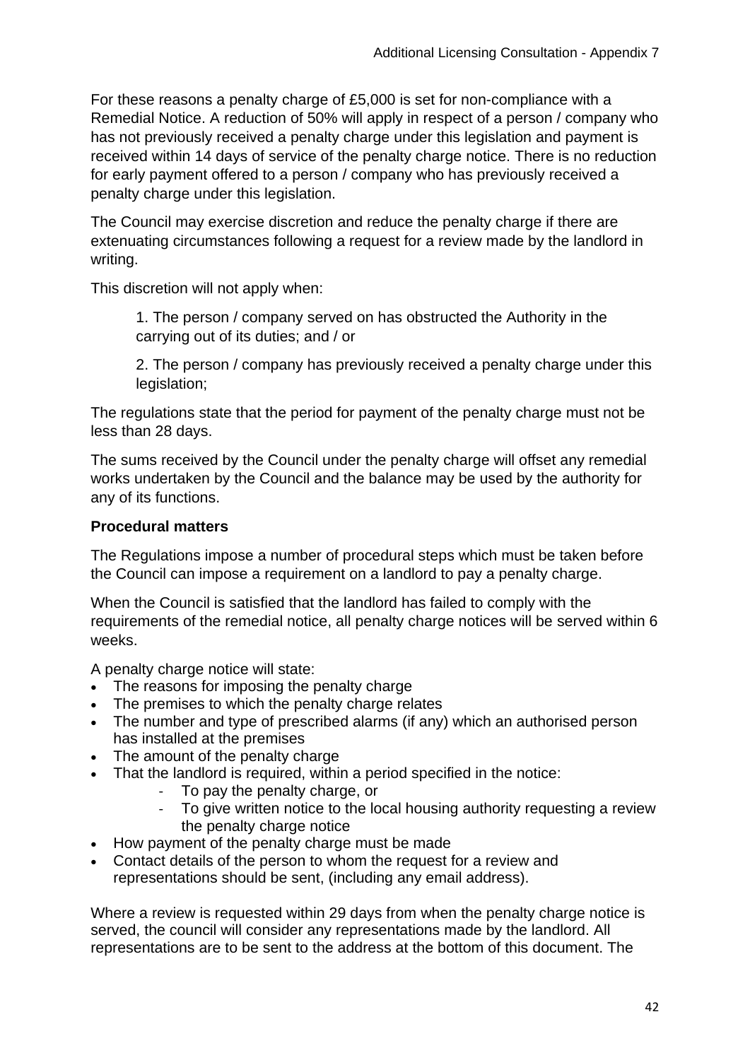For these reasons a penalty charge of £5,000 is set for non-compliance with a Remedial Notice. A reduction of 50% will apply in respect of a person / company who has not previously received a penalty charge under this legislation and payment is received within 14 days of service of the penalty charge notice. There is no reduction for early payment offered to a person / company who has previously received a penalty charge under this legislation.

The Council may exercise discretion and reduce the penalty charge if there are extenuating circumstances following a request for a review made by the landlord in writing.

This discretion will not apply when:

1. The person / company served on has obstructed the Authority in the carrying out of its duties; and / or

2. The person / company has previously received a penalty charge under this legislation;

The regulations state that the period for payment of the penalty charge must not be less than 28 days.

The sums received by the Council under the penalty charge will offset any remedial works undertaken by the Council and the balance may be used by the authority for any of its functions.

**Procedural matters**

The Regulations impose a number of procedural steps which must be taken before the Council can impose a requirement on a landlord to pay a penalty charge.

When the Council is satisfied that the landlord has failed to comply with the requirements of the remedial notice, all penalty charge notices will be served within 6 weeks.

A penalty charge notice will state:

- The reasons for imposing the penalty charge
- The premises to which the penalty charge relates
- The number and type of prescribed alarms (if any) which an authorised person has installed at the premises
- The amount of the penalty charge
- That the landlord is required, within a period specified in the notice:
    - To pay the penalty charge, or
    - To give written notice to the local housing authority requesting a review the penalty charge notice
- How payment of the penalty charge must be made
- Contact details of the person to whom the request for a review and representations should be sent, (including any email address).

Where a review is requested within 29 days from when the penalty charge notice is served, the council will consider any representations made by the landlord. All representations are to be sent to the address at the bottom of this document. The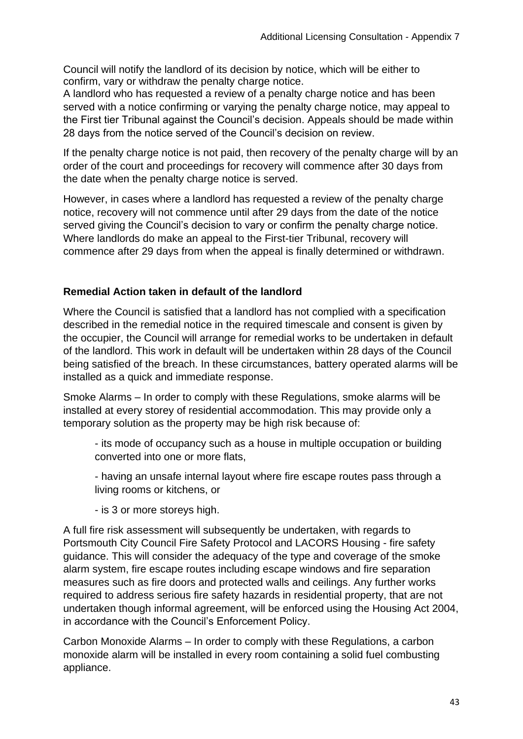Council will notify the landlord of its decision by notice, which will be either to confirm, vary or withdraw the penalty charge notice.
A landlord who has requested a review of a penalty charge notice and has been served with a notice confirming or varying the penalty charge notice, may appeal to the First tier Tribunal against the Council's decision. Appeals should be made within 28 days from the notice served of the Council's decision on review.

If the penalty charge notice is not paid, then recovery of the penalty charge will by an order of the court and proceedings for recovery will commence after 30 days from the date when the penalty charge notice is served.

However, in cases where a landlord has requested a review of the penalty charge notice, recovery will not commence until after 29 days from the date of the notice served giving the Council's decision to vary or confirm the penalty charge notice. Where landlords do make an appeal to the First-tier Tribunal, recovery will commence after 29 days from when the appeal is finally determined or withdrawn.

**Remedial Action taken in default of the landlord**

Where the Council is satisfied that a landlord has not complied with a specification described in the remedial notice in the required timescale and consent is given by the occupier, the Council will arrange for remedial works to be undertaken in default of the landlord. This work in default will be undertaken within 28 days of the Council being satisfied of the breach. In these circumstances, battery operated alarms will be installed as a quick and immediate response.

Smoke Alarms – In order to comply with these Regulations, smoke alarms will be installed at every storey of residential accommodation. This may provide only a temporary solution as the property may be high risk because of:

- its mode of occupancy such as a house in multiple occupation or building converted into one or more flats,
- having an unsafe internal layout where fire escape routes pass through a living rooms or kitchens, or
- is 3 or more storeys high.

A full fire risk assessment will subsequently be undertaken, with regards to Portsmouth City Council Fire Safety Protocol and LACORS Housing - fire safety guidance. This will consider the adequacy of the type and coverage of the smoke alarm system, fire escape routes including escape windows and fire separation measures such as fire doors and protected walls and ceilings. Any further works required to address serious fire safety hazards in residential property, that are not undertaken though informal agreement, will be enforced using the Housing Act 2004, in accordance with the Council's Enforcement Policy.

Carbon Monoxide Alarms – In order to comply with these Regulations, a carbon monoxide alarm will be installed in every room containing a solid fuel combusting appliance.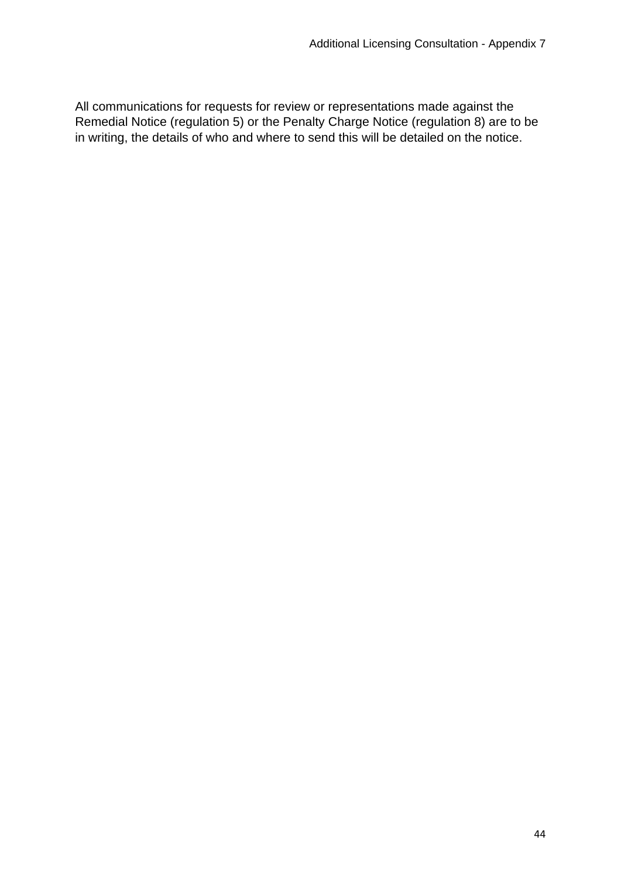All communications for requests for review or representations made against the Remedial Notice (regulation 5) or the Penalty Charge Notice (regulation 8) are to be in writing, the details of who and where to send this will be detailed on the notice.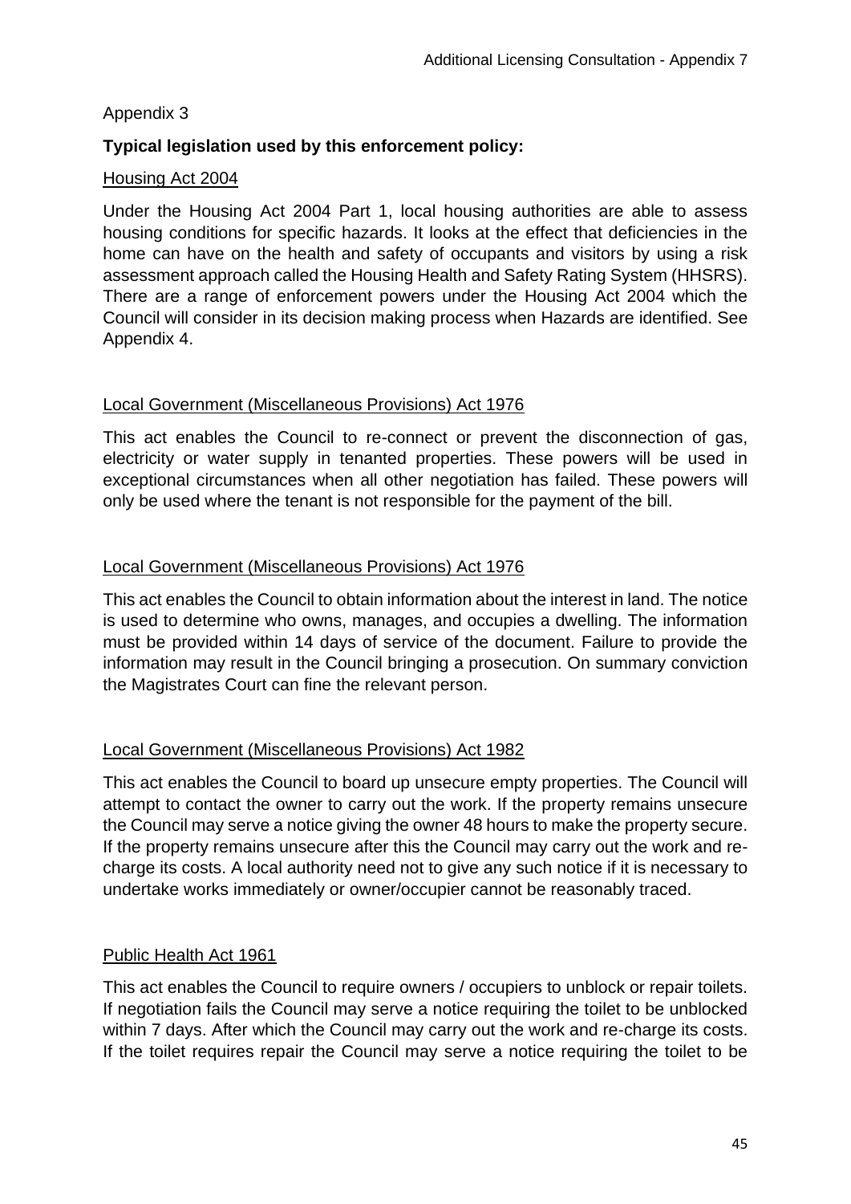Appendix 3

**Typical legislation used by this enforcement policy:**

Housing Act 2004

Under the Housing Act 2004 Part 1, local housing authorities are able to assess housing conditions for specific hazards. It looks at the effect that deficiencies in the home can have on the health and safety of occupants and visitors by using a risk assessment approach called the Housing Health and Safety Rating System (HHSRS). There are a range of enforcement powers under the Housing Act 2004 which the Council will consider in its decision making process when Hazards are identified. See Appendix 4.

Local Government (Miscellaneous Provisions) Act 1976

This act enables the Council to re-connect or prevent the disconnection of gas, electricity or water supply in tenanted properties. These powers will be used in exceptional circumstances when all other negotiation has failed. These powers will only be used where the tenant is not responsible for the payment of the bill.

Local Government (Miscellaneous Provisions) Act 1976

This act enables the Council to obtain information about the interest in land. The notice is used to determine who owns, manages, and occupies a dwelling. The information must be provided within 14 days of service of the document. Failure to provide the information may result in the Council bringing a prosecution. On summary conviction the Magistrates Court can fine the relevant person.

Local Government (Miscellaneous Provisions) Act 1982

This act enables the Council to board up unsecure empty properties. The Council will attempt to contact the owner to carry out the work. If the property remains unsecure the Council may serve a notice giving the owner 48 hours to make the property secure. If the property remains unsecure after this the Council may carry out the work and re-charge its costs. A local authority need not to give any such notice if it is necessary to undertake works immediately or owner/occupier cannot be reasonably traced.

Public Health Act 1961

This act enables the Council to require owners / occupiers to unblock or repair toilets. If negotiation fails the Council may serve a notice requiring the toilet to be unblocked within 7 days. After which the Council may carry out the work and re-charge its costs. If the toilet requires repair the Council may serve a notice requiring the toilet to be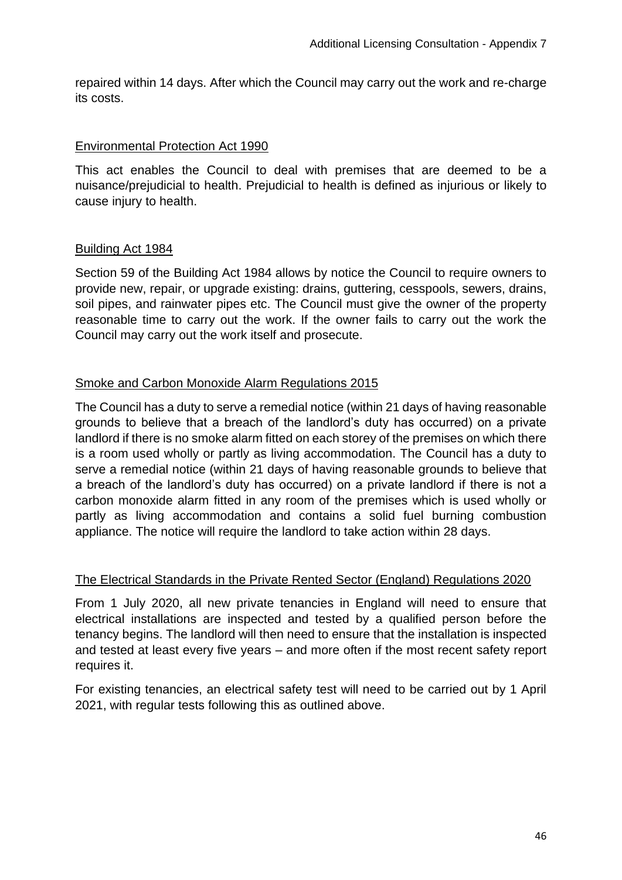repaired within 14 days. After which the Council may carry out the work and re-charge its costs.

<u>Environmental Protection Act 1990</u>

This act enables the Council to deal with premises that are deemed to be a nuisance/prejudicial to health. Prejudicial to health is defined as injurious or likely to cause injury to health.

<u>Building Act 1984</u>

Section 59 of the Building Act 1984 allows by notice the Council to require owners to provide new, repair, or upgrade existing: drains, guttering, cesspools, sewers, drains, soil pipes, and rainwater pipes etc. The Council must give the owner of the property reasonable time to carry out the work. If the owner fails to carry out the work the Council may carry out the work itself and prosecute.

<u>Smoke and Carbon Monoxide Alarm Regulations 2015</u>

The Council has a duty to serve a remedial notice (within 21 days of having reasonable grounds to believe that a breach of the landlord's duty has occurred) on a private landlord if there is no smoke alarm fitted on each storey of the premises on which there is a room used wholly or partly as living accommodation. The Council has a duty to serve a remedial notice (within 21 days of having reasonable grounds to believe that a breach of the landlord's duty has occurred) on a private landlord if there is not a carbon monoxide alarm fitted in any room of the premises which is used wholly or partly as living accommodation and contains a solid fuel burning combustion appliance. The notice will require the landlord to take action within 28 days.

<u>The Electrical Standards in the Private Rented Sector (England) Regulations 2020</u>

From 1 July 2020, all new private tenancies in England will need to ensure that electrical installations are inspected and tested by a qualified person before the tenancy begins. The landlord will then need to ensure that the installation is inspected and tested at least every five years – and more often if the most recent safety report requires it.

For existing tenancies, an electrical safety test will need to be carried out by 1 April 2021, with regular tests following this as outlined above.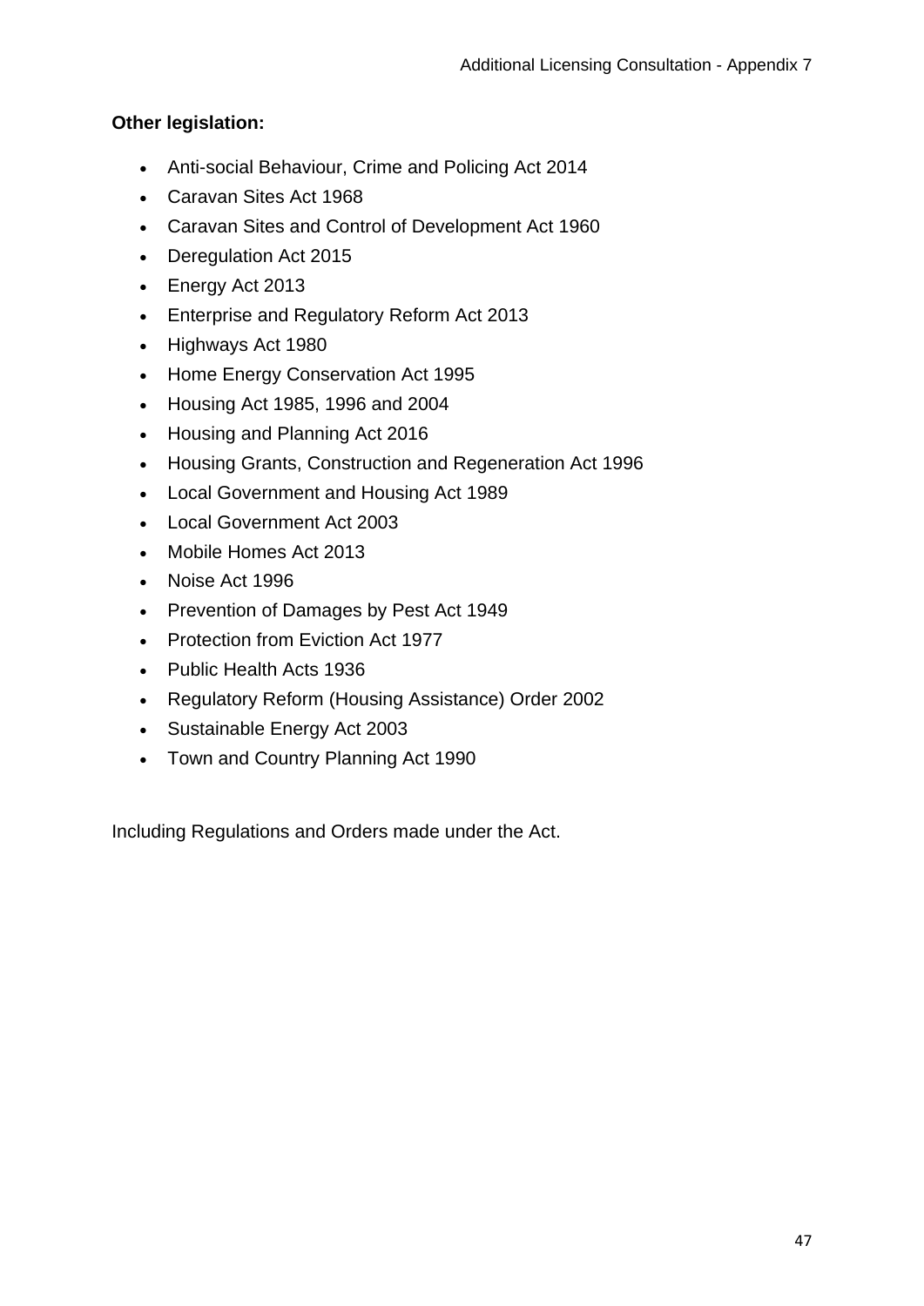**Other legislation:**

- Anti-social Behaviour, Crime and Policing Act 2014
- Caravan Sites Act 1968
- Caravan Sites and Control of Development Act 1960
- Deregulation Act 2015
- Energy Act 2013
- Enterprise and Regulatory Reform Act 2013
- Highways Act 1980
- Home Energy Conservation Act 1995
- Housing Act 1985, 1996 and 2004
- Housing and Planning Act 2016
- Housing Grants, Construction and Regeneration Act 1996
- Local Government and Housing Act 1989
- Local Government Act 2003
- Mobile Homes Act 2013
- Noise Act 1996
- Prevention of Damages by Pest Act 1949
- Protection from Eviction Act 1977
- Public Health Acts 1936
- Regulatory Reform (Housing Assistance) Order 2002
- Sustainable Energy Act 2003
- Town and Country Planning Act 1990

Including Regulations and Orders made under the Act.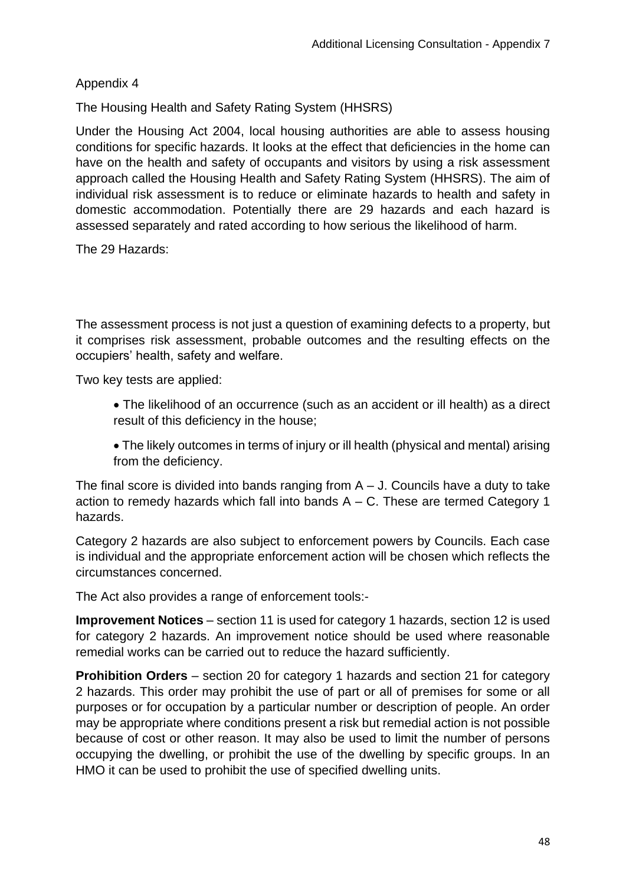Appendix 4

The Housing Health and Safety Rating System (HHSRS)

Under the Housing Act 2004, local housing authorities are able to assess housing conditions for specific hazards. It looks at the effect that deficiencies in the home can have on the health and safety of occupants and visitors by using a risk assessment approach called the Housing Health and Safety Rating System (HHSRS). The aim of individual risk assessment is to reduce or eliminate hazards to health and safety in domestic accommodation. Potentially there are 29 hazards and each hazard is assessed separately and rated according to how serious the likelihood of harm.

The 29 Hazards:

The assessment process is not just a question of examining defects to a property, but it comprises risk assessment, probable outcomes and the resulting effects on the occupiers' health, safety and welfare.

Two key tests are applied:

- The likelihood of an occurrence (such as an accident or ill health) as a direct result of this deficiency in the house;
- The likely outcomes in terms of injury or ill health (physical and mental) arising from the deficiency.

The final score is divided into bands ranging from A – J. Councils have a duty to take action to remedy hazards which fall into bands A – C. These are termed Category 1 hazards.

Category 2 hazards are also subject to enforcement powers by Councils. Each case is individual and the appropriate enforcement action will be chosen which reflects the circumstances concerned.

The Act also provides a range of enforcement tools:-

**Improvement Notices** – section 11 is used for category 1 hazards, section 12 is used for category 2 hazards. An improvement notice should be used where reasonable remedial works can be carried out to reduce the hazard sufficiently.

**Prohibition Orders** – section 20 for category 1 hazards and section 21 for category 2 hazards. This order may prohibit the use of part or all of premises for some or all purposes or for occupation by a particular number or description of people. An order may be appropriate where conditions present a risk but remedial action is not possible because of cost or other reason. It may also be used to limit the number of persons occupying the dwelling, or prohibit the use of the dwelling by specific groups. In an HMO it can be used to prohibit the use of specified dwelling units.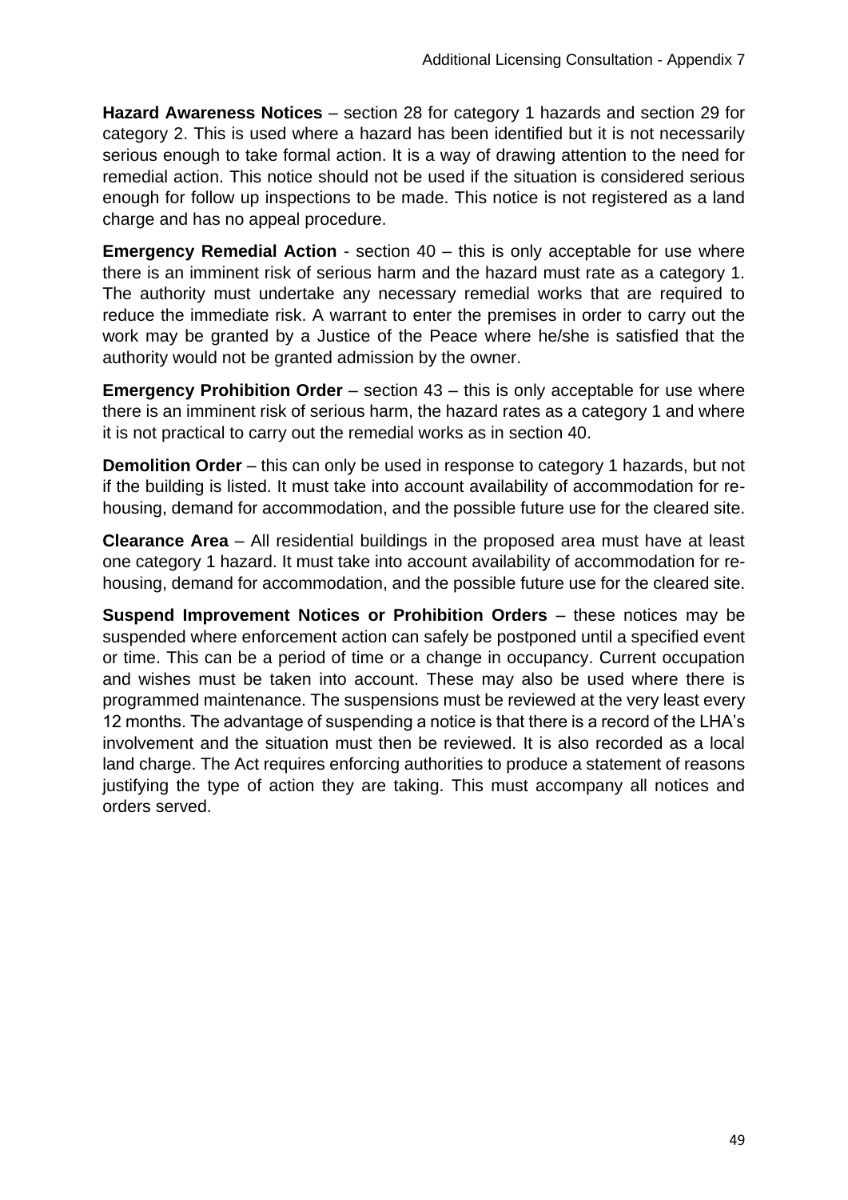**Hazard Awareness Notices** – section 28 for category 1 hazards and section 29 for category 2. This is used where a hazard has been identified but it is not necessarily serious enough to take formal action. It is a way of drawing attention to the need for remedial action. This notice should not be used if the situation is considered serious enough for follow up inspections to be made. This notice is not registered as a land charge and has no appeal procedure.

**Emergency Remedial Action** - section 40 – this is only acceptable for use where there is an imminent risk of serious harm and the hazard must rate as a category 1. The authority must undertake any necessary remedial works that are required to reduce the immediate risk. A warrant to enter the premises in order to carry out the work may be granted by a Justice of the Peace where he/she is satisfied that the authority would not be granted admission by the owner.

**Emergency Prohibition Order** – section 43 – this is only acceptable for use where there is an imminent risk of serious harm, the hazard rates as a category 1 and where it is not practical to carry out the remedial works as in section 40.

**Demolition Order** – this can only be used in response to category 1 hazards, but not if the building is listed. It must take into account availability of accommodation for re-housing, demand for accommodation, and the possible future use for the cleared site.

**Clearance Area** – All residential buildings in the proposed area must have at least one category 1 hazard. It must take into account availability of accommodation for re-housing, demand for accommodation, and the possible future use for the cleared site.

**Suspend Improvement Notices or Prohibition Orders** – these notices may be suspended where enforcement action can safely be postponed until a specified event or time. This can be a period of time or a change in occupancy. Current occupation and wishes must be taken into account. These may also be used where there is programmed maintenance. The suspensions must be reviewed at the very least every 12 months. The advantage of suspending a notice is that there is a record of the LHA's involvement and the situation must then be reviewed. It is also recorded as a local land charge. The Act requires enforcing authorities to produce a statement of reasons justifying the type of action they are taking. This must accompany all notices and orders served.